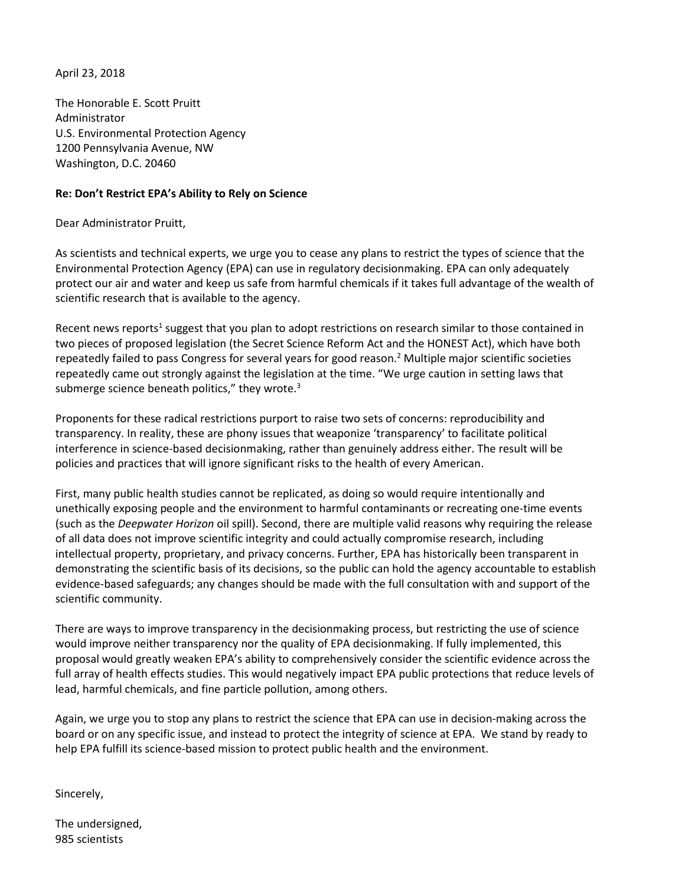April 23, 2018

The Honorable E. Scott Pruitt
Administrator
U.S. Environmental Protection Agency
1200 Pennsylvania Avenue, NW
Washington, D.C. 20460

**Re: Don't Restrict EPA's Ability to Rely on Science**

Dear Administrator Pruitt,

As scientists and technical experts, we urge you to cease any plans to restrict the types of science that the Environmental Protection Agency (EPA) can use in regulatory decisionmaking. EPA can only adequately protect our air and water and keep us safe from harmful chemicals if it takes full advantage of the wealth of scientific research that is available to the agency.

Recent news reports[1] suggest that you plan to adopt restrictions on research similar to those contained in two pieces of proposed legislation (the Secret Science Reform Act and the HONEST Act), which have both repeatedly failed to pass Congress for several years for good reason.[2] Multiple major scientific societies repeatedly came out strongly against the legislation at the time. "We urge caution in setting laws that submerge science beneath politics," they wrote.[3]

Proponents for these radical restrictions purport to raise two sets of concerns: reproducibility and transparency. In reality, these are phony issues that weaponize 'transparency' to facilitate political interference in science-based decisionmaking, rather than genuinely address either. The result will be policies and practices that will ignore significant risks to the health of every American.

First, many public health studies cannot be replicated, as doing so would require intentionally and unethically exposing people and the environment to harmful contaminants or recreating one-time events (such as the *Deepwater Horizon* oil spill). Second, there are multiple valid reasons why requiring the release of all data does not improve scientific integrity and could actually compromise research, including intellectual property, proprietary, and privacy concerns. Further, EPA has historically been transparent in demonstrating the scientific basis of its decisions, so the public can hold the agency accountable to establish evidence-based safeguards; any changes should be made with the full consultation with and support of the scientific community.

There are ways to improve transparency in the decisionmaking process, but restricting the use of science would improve neither transparency nor the quality of EPA decisionmaking. If fully implemented, this proposal would greatly weaken EPA's ability to comprehensively consider the scientific evidence across the full array of health effects studies. This would negatively impact EPA public protections that reduce levels of lead, harmful chemicals, and fine particle pollution, among others.

Again, we urge you to stop any plans to restrict the science that EPA can use in decision-making across the board or on any specific issue, and instead to protect the integrity of science at EPA. We stand by ready to help EPA fulfill its science-based mission to protect public health and the environment.

Sincerely,

The undersigned,
985 scientists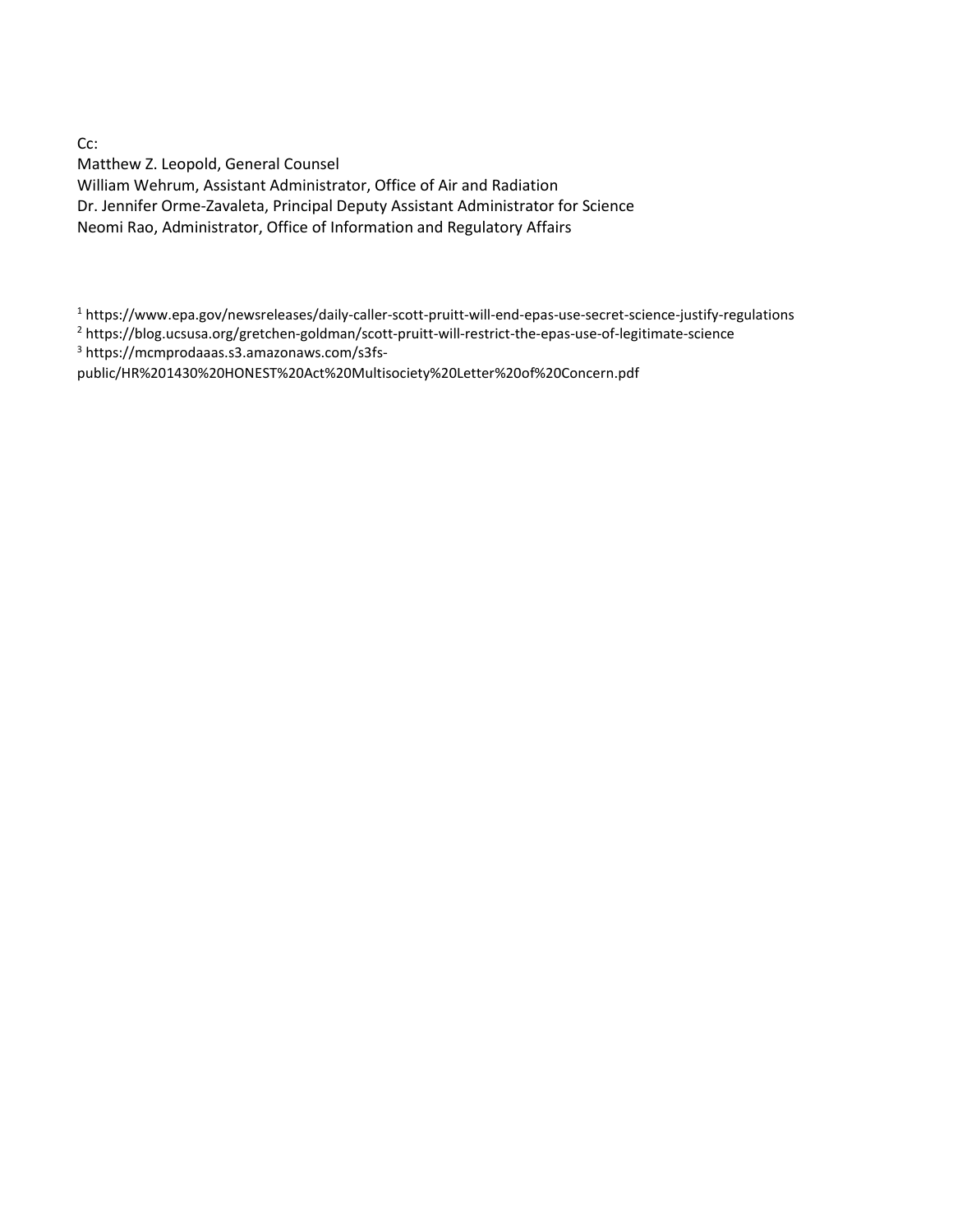Cc:
Matthew Z. Leopold, General Counsel
William Wehrum, Assistant Administrator, Office of Air and Radiation
Dr. Jennifer Orme-Zavaleta, Principal Deputy Assistant Administrator for Science
Neomi Rao, Administrator, Office of Information and Regulatory Affairs

[1] https://www.epa.gov/newsreleases/daily-caller-scott-pruitt-will-end-epas-use-secret-science-justify-regulations

[2] https://blog.ucsusa.org/gretchen-goldman/scott-pruitt-will-restrict-the-epas-use-of-legitimate-science

[3] https://mcmprodaaas.s3.amazonaws.com/s3fs-public/HR%201430%20HONEST%20Act%20Multisociety%20Letter%20of%20Concern.pdf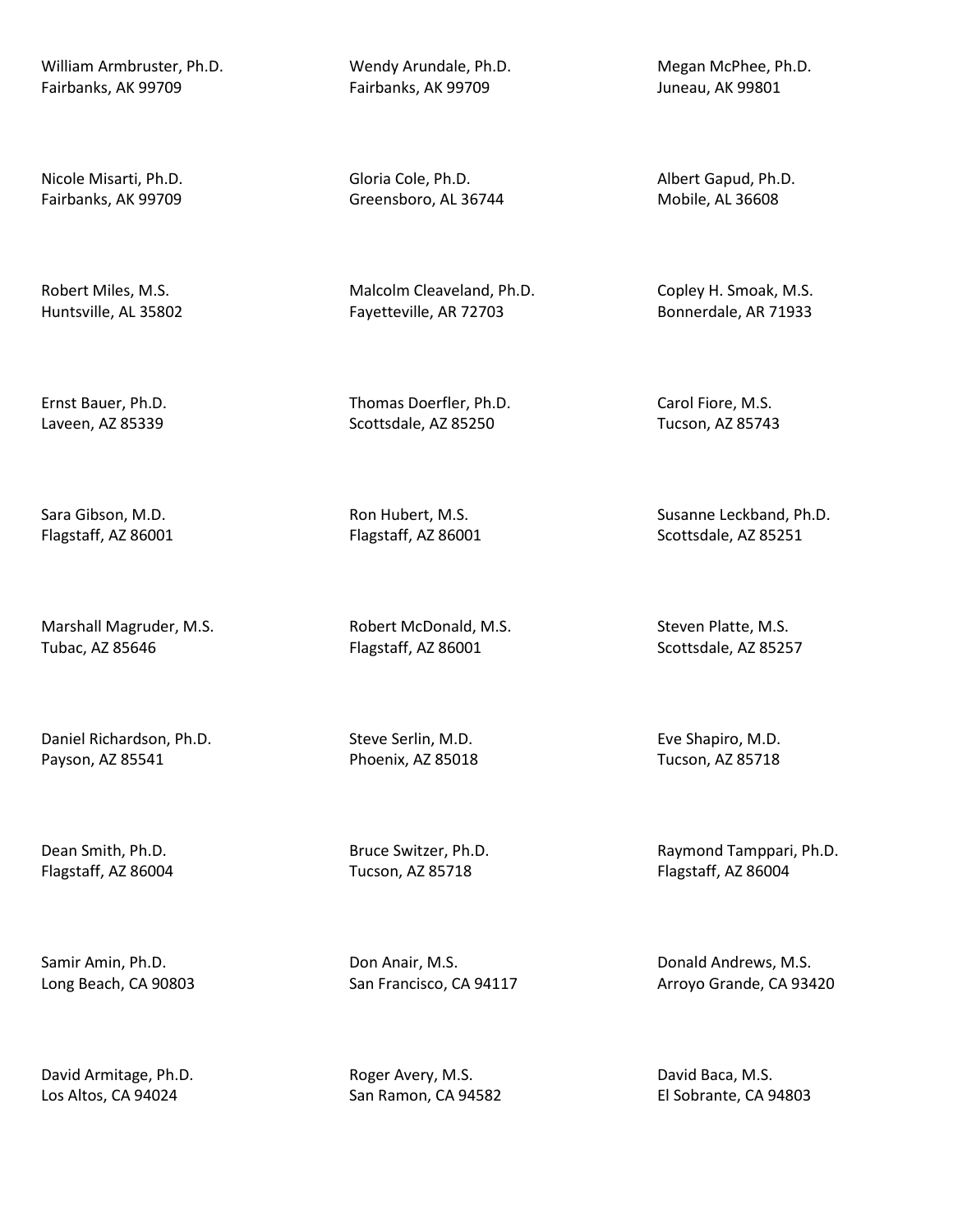William Armbruster, Ph.D.
Fairbanks, AK 99709

Wendy Arundale, Ph.D.
Fairbanks, AK 99709

Megan McPhee, Ph.D.
Juneau, AK 99801

Nicole Misarti, Ph.D.
Fairbanks, AK 99709

Gloria Cole, Ph.D.
Greensboro, AL 36744

Albert Gapud, Ph.D.
Mobile, AL 36608

Robert Miles, M.S.
Huntsville, AL 35802

Malcolm Cleaveland, Ph.D.
Fayetteville, AR 72703

Copley H. Smoak, M.S.
Bonnerdale, AR 71933

Ernst Bauer, Ph.D.
Laveen, AZ 85339

Thomas Doerfler, Ph.D.
Scottsdale, AZ 85250

Carol Fiore, M.S.
Tucson, AZ 85743

Sara Gibson, M.D.
Flagstaff, AZ 86001

Ron Hubert, M.S.
Flagstaff, AZ 86001

Susanne Leckband, Ph.D.
Scottsdale, AZ 85251

Marshall Magruder, M.S.
Tubac, AZ 85646

Robert McDonald, M.S.
Flagstaff, AZ 86001

Steven Platte, M.S.
Scottsdale, AZ 85257

Daniel Richardson, Ph.D.
Payson, AZ 85541

Steve Serlin, M.D.
Phoenix, AZ 85018

Eve Shapiro, M.D.
Tucson, AZ 85718

Dean Smith, Ph.D.
Flagstaff, AZ 86004

Bruce Switzer, Ph.D.
Tucson, AZ 85718

Raymond Tamppari, Ph.D.
Flagstaff, AZ 86004

Samir Amin, Ph.D.
Long Beach, CA 90803

Don Anair, M.S.
San Francisco, CA 94117

Donald Andrews, M.S.
Arroyo Grande, CA 93420

David Armitage, Ph.D.
Los Altos, CA 94024

Roger Avery, M.S.
San Ramon, CA 94582

David Baca, M.S.
El Sobrante, CA 94803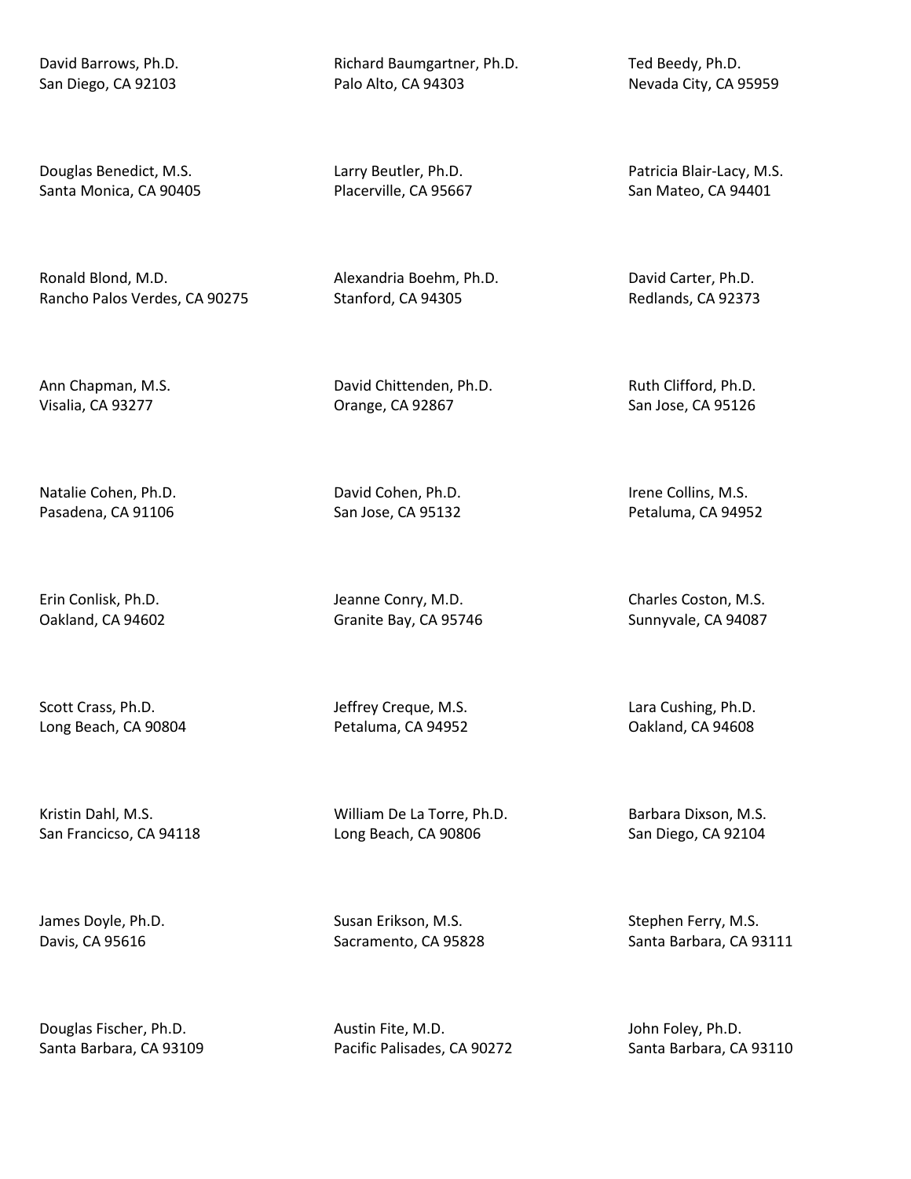David Barrows, Ph.D.
San Diego, CA 92103

Richard Baumgartner, Ph.D.
Palo Alto, CA 94303

Ted Beedy, Ph.D.
Nevada City, CA 95959

Douglas Benedict, M.S.
Santa Monica, CA 90405

Larry Beutler, Ph.D.
Placerville, CA 95667

Patricia Blair-Lacy, M.S.
San Mateo, CA 94401

Ronald Blond, M.D.
Rancho Palos Verdes, CA 90275

Alexandria Boehm, Ph.D.
Stanford, CA 94305

David Carter, Ph.D.
Redlands, CA 92373

Ann Chapman, M.S.
Visalia, CA 93277

David Chittenden, Ph.D.
Orange, CA 92867

Ruth Clifford, Ph.D.
San Jose, CA 95126

Natalie Cohen, Ph.D.
Pasadena, CA 91106

David Cohen, Ph.D.
San Jose, CA 95132

Irene Collins, M.S.
Petaluma, CA 94952

Erin Conlisk, Ph.D.
Oakland, CA 94602

Jeanne Conry, M.D.
Granite Bay, CA 95746

Charles Coston, M.S.
Sunnyvale, CA 94087

Scott Crass, Ph.D.
Long Beach, CA 90804

Jeffrey Creque, M.S.
Petaluma, CA 94952

Lara Cushing, Ph.D.
Oakland, CA 94608

Kristin Dahl, M.S.
San Francicso, CA 94118

William De La Torre, Ph.D.
Long Beach, CA 90806

Barbara Dixson, M.S.
San Diego, CA 92104

James Doyle, Ph.D.
Davis, CA 95616

Susan Erikson, M.S.
Sacramento, CA 95828

Stephen Ferry, M.S.
Santa Barbara, CA 93111

Douglas Fischer, Ph.D.
Santa Barbara, CA 93109

Austin Fite, M.D.
Pacific Palisades, CA 90272

John Foley, Ph.D.
Santa Barbara, CA 93110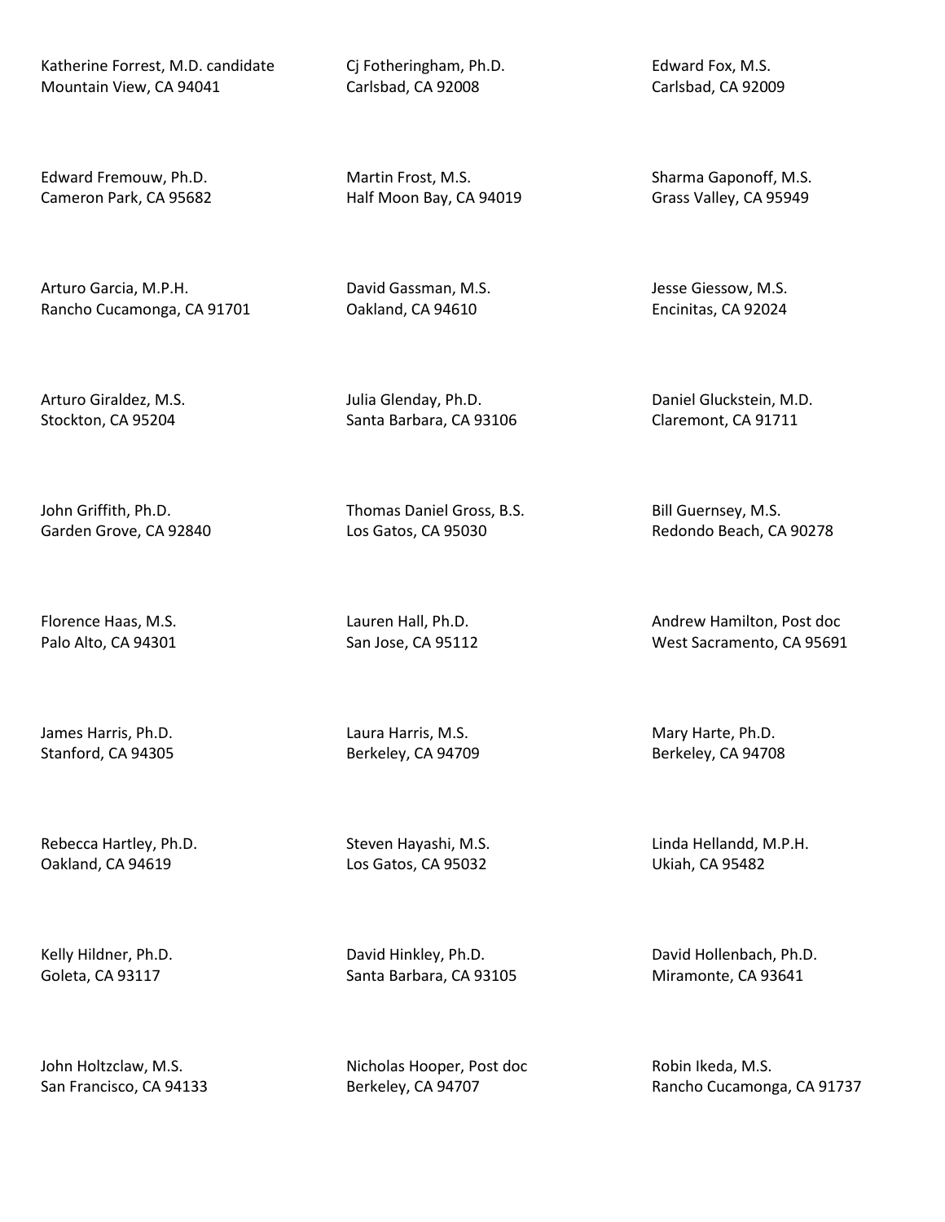Katherine Forrest, M.D. candidate
Mountain View, CA 94041

Cj Fotheringham, Ph.D.
Carlsbad, CA 92008

Edward Fox, M.S.
Carlsbad, CA 92009

Edward Fremouw, Ph.D.
Cameron Park, CA 95682

Martin Frost, M.S.
Half Moon Bay, CA 94019

Sharma Gaponoff, M.S.
Grass Valley, CA 95949

Arturo Garcia, M.P.H.
Rancho Cucamonga, CA 91701

David Gassman, M.S.
Oakland, CA 94610

Jesse Giessow, M.S.
Encinitas, CA 92024

Arturo Giraldez, M.S.
Stockton, CA 95204

Julia Glenday, Ph.D.
Santa Barbara, CA 93106

Daniel Gluckstein, M.D.
Claremont, CA 91711

John Griffith, Ph.D.
Garden Grove, CA 92840

Thomas Daniel Gross, B.S.
Los Gatos, CA 95030

Bill Guernsey, M.S.
Redondo Beach, CA 90278

Florence Haas, M.S.
Palo Alto, CA 94301

Lauren Hall, Ph.D.
San Jose, CA 95112

Andrew Hamilton, Post doc
West Sacramento, CA 95691

James Harris, Ph.D.
Stanford, CA 94305

Laura Harris, M.S.
Berkeley, CA 94709

Mary Harte, Ph.D.
Berkeley, CA 94708

Rebecca Hartley, Ph.D.
Oakland, CA 94619

Steven Hayashi, M.S.
Los Gatos, CA 95032

Linda Hellandd, M.P.H.
Ukiah, CA 95482

Kelly Hildner, Ph.D.
Goleta, CA 93117

David Hinkley, Ph.D.
Santa Barbara, CA 93105

David Hollenbach, Ph.D.
Miramonte, CA 93641

John Holtzclaw, M.S.
San Francisco, CA 94133

Nicholas Hooper, Post doc
Berkeley, CA 94707

Robin Ikeda, M.S.
Rancho Cucamonga, CA 91737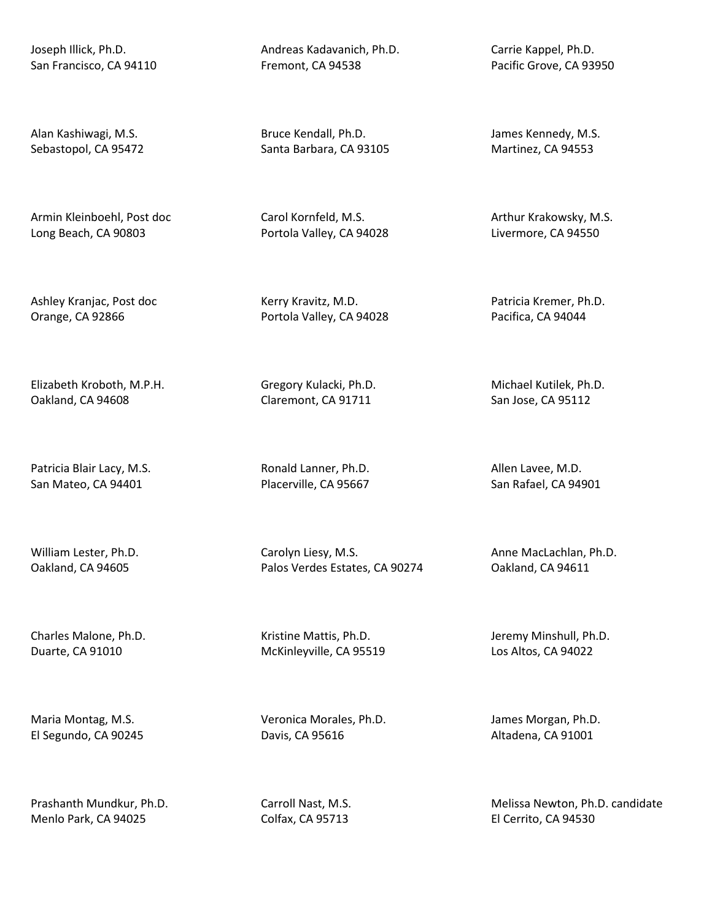Joseph Illick, Ph.D.
San Francisco, CA 94110

Andreas Kadavanich, Ph.D.
Fremont, CA 94538

Carrie Kappel, Ph.D.
Pacific Grove, CA 93950

Alan Kashiwagi, M.S.
Sebastopol, CA 95472

Bruce Kendall, Ph.D.
Santa Barbara, CA 93105

James Kennedy, M.S.
Martinez, CA 94553

Armin Kleinboehl, Post doc
Long Beach, CA 90803

Carol Kornfeld, M.S.
Portola Valley, CA 94028

Arthur Krakowsky, M.S.
Livermore, CA 94550

Ashley Kranjac, Post doc
Orange, CA 92866

Kerry Kravitz, M.D.
Portola Valley, CA 94028

Patricia Kremer, Ph.D.
Pacifica, CA 94044

Elizabeth Kroboth, M.P.H.
Oakland, CA 94608

Gregory Kulacki, Ph.D.
Claremont, CA 91711

Michael Kutilek, Ph.D.
San Jose, CA 95112

Patricia Blair Lacy, M.S.
San Mateo, CA 94401

Ronald Lanner, Ph.D.
Placerville, CA 95667

Allen Lavee, M.D.
San Rafael, CA 94901

William Lester, Ph.D.
Oakland, CA 94605

Carolyn Liesy, M.S.
Palos Verdes Estates, CA 90274

Anne MacLachlan, Ph.D.
Oakland, CA 94611

Charles Malone, Ph.D.
Duarte, CA 91010

Kristine Mattis, Ph.D.
McKinleyville, CA 95519

Jeremy Minshull, Ph.D.
Los Altos, CA 94022

Maria Montag, M.S.
El Segundo, CA 90245

Veronica Morales, Ph.D.
Davis, CA 95616

James Morgan, Ph.D.
Altadena, CA 91001

Prashanth Mundkur, Ph.D.
Menlo Park, CA 94025

Carroll Nast, M.S.
Colfax, CA 95713

Melissa Newton, Ph.D. candidate
El Cerrito, CA 94530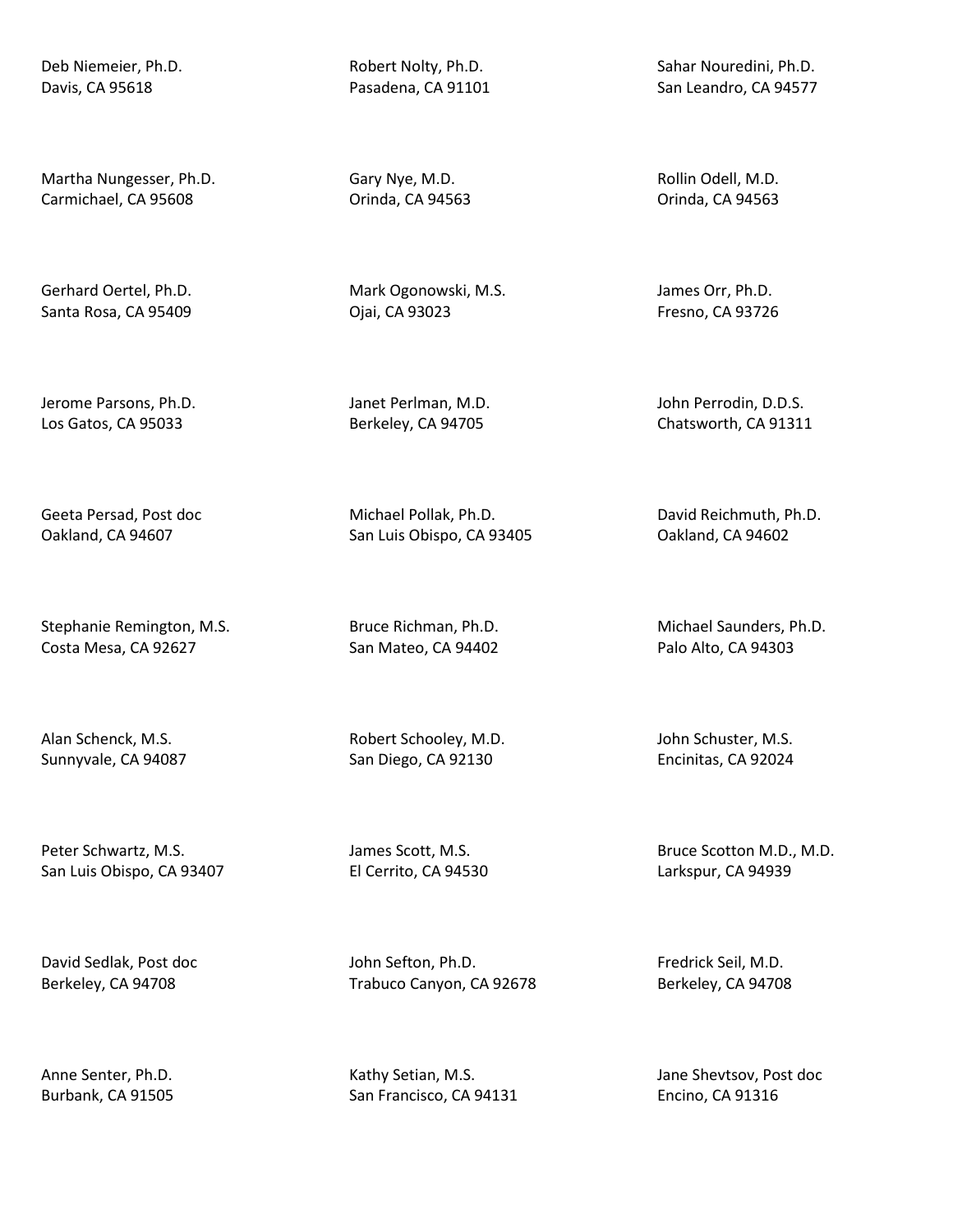Deb Niemeier, Ph.D.
Davis, CA 95618

Robert Nolty, Ph.D.
Pasadena, CA 91101

Sahar Nouredini, Ph.D.
San Leandro, CA 94577

Martha Nungesser, Ph.D.
Carmichael, CA 95608

Gary Nye, M.D.
Orinda, CA 94563

Rollin Odell, M.D.
Orinda, CA 94563

Gerhard Oertel, Ph.D.
Santa Rosa, CA 95409

Mark Ogonowski, M.S.
Ojai, CA 93023

James Orr, Ph.D.
Fresno, CA 93726

Jerome Parsons, Ph.D.
Los Gatos, CA 95033

Janet Perlman, M.D.
Berkeley, CA 94705

John Perrodin, D.D.S.
Chatsworth, CA 91311

Geeta Persad, Post doc
Oakland, CA 94607

Michael Pollak, Ph.D.
San Luis Obispo, CA 93405

David Reichmuth, Ph.D.
Oakland, CA 94602

Stephanie Remington, M.S.
Costa Mesa, CA 92627

Bruce Richman, Ph.D.
San Mateo, CA 94402

Michael Saunders, Ph.D.
Palo Alto, CA 94303

Alan Schenck, M.S.
Sunnyvale, CA 94087

Robert Schooley, M.D.
San Diego, CA 92130

John Schuster, M.S.
Encinitas, CA 92024

Peter Schwartz, M.S.
San Luis Obispo, CA 93407

James Scott, M.S.
El Cerrito, CA 94530

Bruce Scotton M.D., M.D.
Larkspur, CA 94939

David Sedlak, Post doc
Berkeley, CA 94708

John Sefton, Ph.D.
Trabuco Canyon, CA 92678

Fredrick Seil, M.D.
Berkeley, CA 94708

Anne Senter, Ph.D.
Burbank, CA 91505

Kathy Setian, M.S.
San Francisco, CA 94131

Jane Shevtsov, Post doc
Encino, CA 91316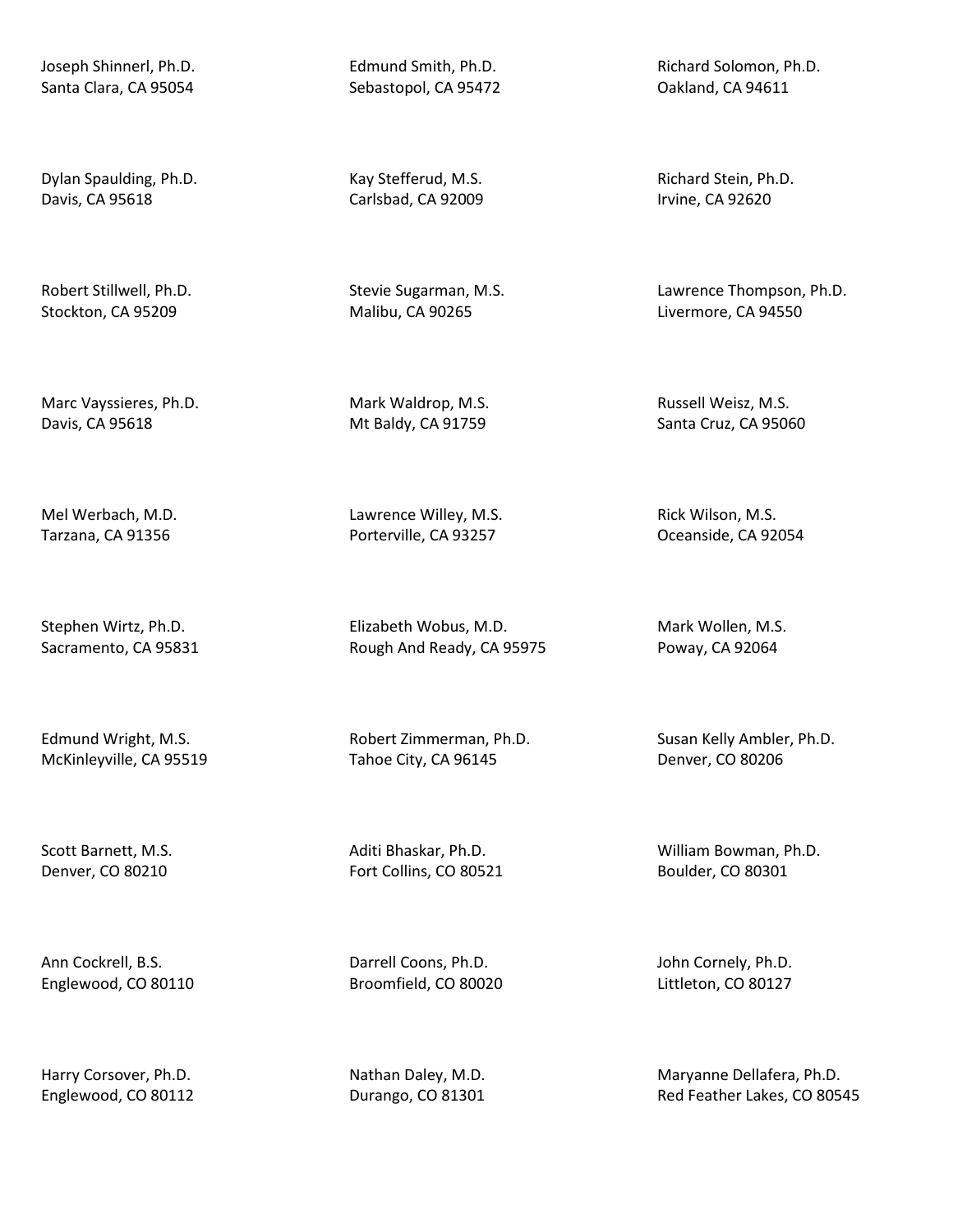Joseph Shinnerl, Ph.D.
Santa Clara, CA 95054

Edmund Smith, Ph.D.
Sebastopol, CA 95472

Richard Solomon, Ph.D.
Oakland, CA 94611

Dylan Spaulding, Ph.D.
Davis, CA 95618

Kay Stefferud, M.S.
Carlsbad, CA 92009

Richard Stein, Ph.D.
Irvine, CA 92620

Robert Stillwell, Ph.D.
Stockton, CA 95209

Stevie Sugarman, M.S.
Malibu, CA 90265

Lawrence Thompson, Ph.D.
Livermore, CA 94550

Marc Vayssieres, Ph.D.
Davis, CA 95618

Mark Waldrop, M.S.
Mt Baldy, CA 91759

Russell Weisz, M.S.
Santa Cruz, CA 95060

Mel Werbach, M.D.
Tarzana, CA 91356

Lawrence Willey, M.S.
Porterville, CA 93257

Rick Wilson, M.S.
Oceanside, CA 92054

Stephen Wirtz, Ph.D.
Sacramento, CA 95831

Elizabeth Wobus, M.D.
Rough And Ready, CA 95975

Mark Wollen, M.S.
Poway, CA 92064

Edmund Wright, M.S.
McKinleyville, CA 95519

Robert Zimmerman, Ph.D.
Tahoe City, CA 96145

Susan Kelly Ambler, Ph.D.
Denver, CO 80206

Scott Barnett, M.S.
Denver, CO 80210

Aditi Bhaskar, Ph.D.
Fort Collins, CO 80521

William Bowman, Ph.D.
Boulder, CO 80301

Ann Cockrell, B.S.
Englewood, CO 80110

Darrell Coons, Ph.D.
Broomfield, CO 80020

John Cornely, Ph.D.
Littleton, CO 80127

Harry Corsover, Ph.D.
Englewood, CO 80112

Nathan Daley, M.D.
Durango, CO 81301

Maryanne Dellafera, Ph.D.
Red Feather Lakes, CO 80545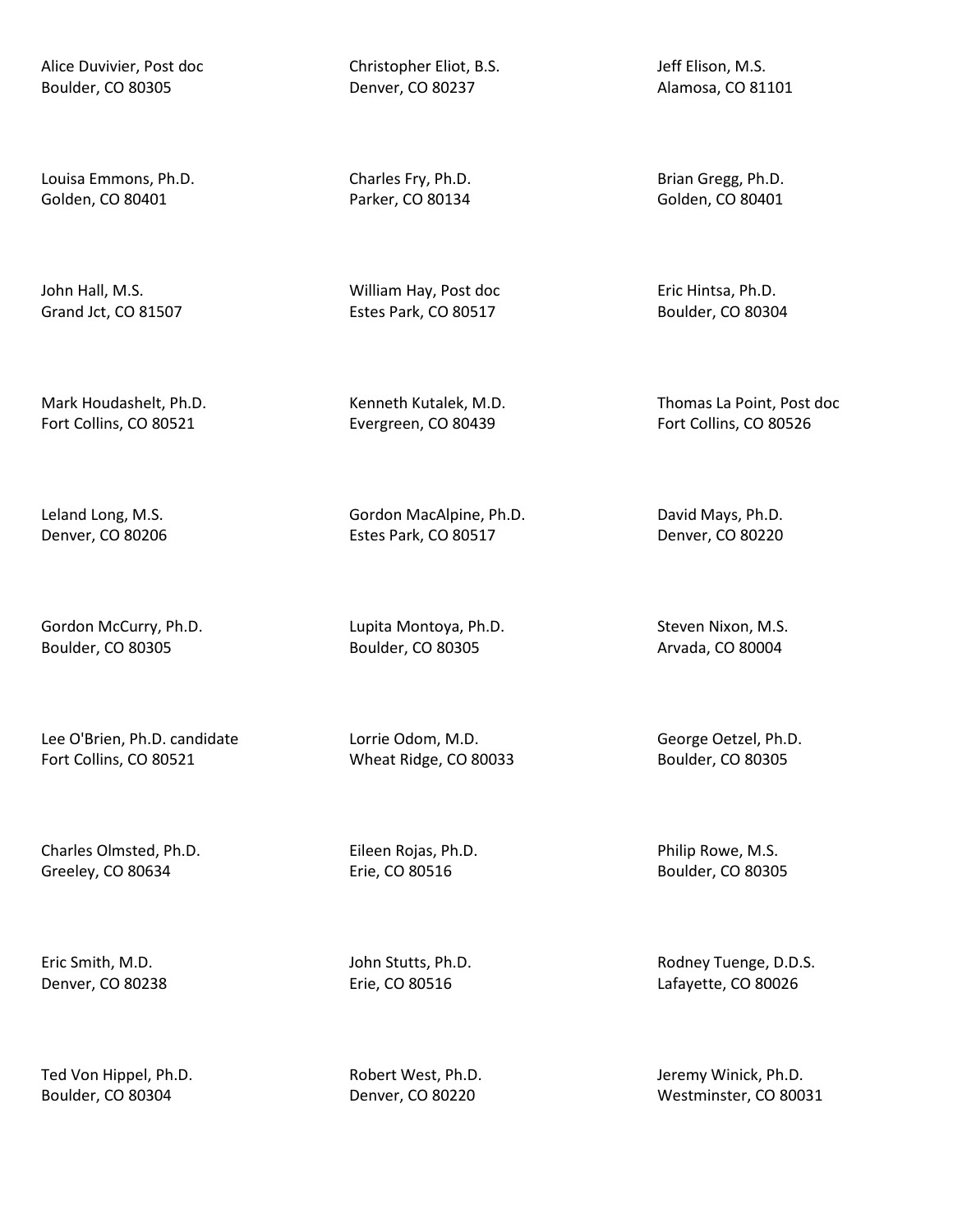Alice Duvivier, Post doc
Boulder, CO 80305

Christopher Eliot, B.S.
Denver, CO 80237

Jeff Elison, M.S.
Alamosa, CO 81101

Louisa Emmons, Ph.D.
Golden, CO 80401

Charles Fry, Ph.D.
Parker, CO 80134

Brian Gregg, Ph.D.
Golden, CO 80401

John Hall, M.S.
Grand Jct, CO 81507

William Hay, Post doc
Estes Park, CO 80517

Eric Hintsa, Ph.D.
Boulder, CO 80304

Mark Houdashelt, Ph.D.
Fort Collins, CO 80521

Kenneth Kutalek, M.D.
Evergreen, CO 80439

Thomas La Point, Post doc
Fort Collins, CO 80526

Leland Long, M.S.
Denver, CO 80206

Gordon MacAlpine, Ph.D.
Estes Park, CO 80517

David Mays, Ph.D.
Denver, CO 80220

Gordon McCurry, Ph.D.
Boulder, CO 80305

Lupita Montoya, Ph.D.
Boulder, CO 80305

Steven Nixon, M.S.
Arvada, CO 80004

Lee O'Brien, Ph.D. candidate
Fort Collins, CO 80521

Lorrie Odom, M.D.
Wheat Ridge, CO 80033

George Oetzel, Ph.D.
Boulder, CO 80305

Charles Olmsted, Ph.D.
Greeley, CO 80634

Eileen Rojas, Ph.D.
Erie, CO 80516

Philip Rowe, M.S.
Boulder, CO 80305

Eric Smith, M.D.
Denver, CO 80238

John Stutts, Ph.D.
Erie, CO 80516

Rodney Tuenge, D.D.S.
Lafayette, CO 80026

Ted Von Hippel, Ph.D.
Boulder, CO 80304

Robert West, Ph.D.
Denver, CO 80220

Jeremy Winick, Ph.D.
Westminster, CO 80031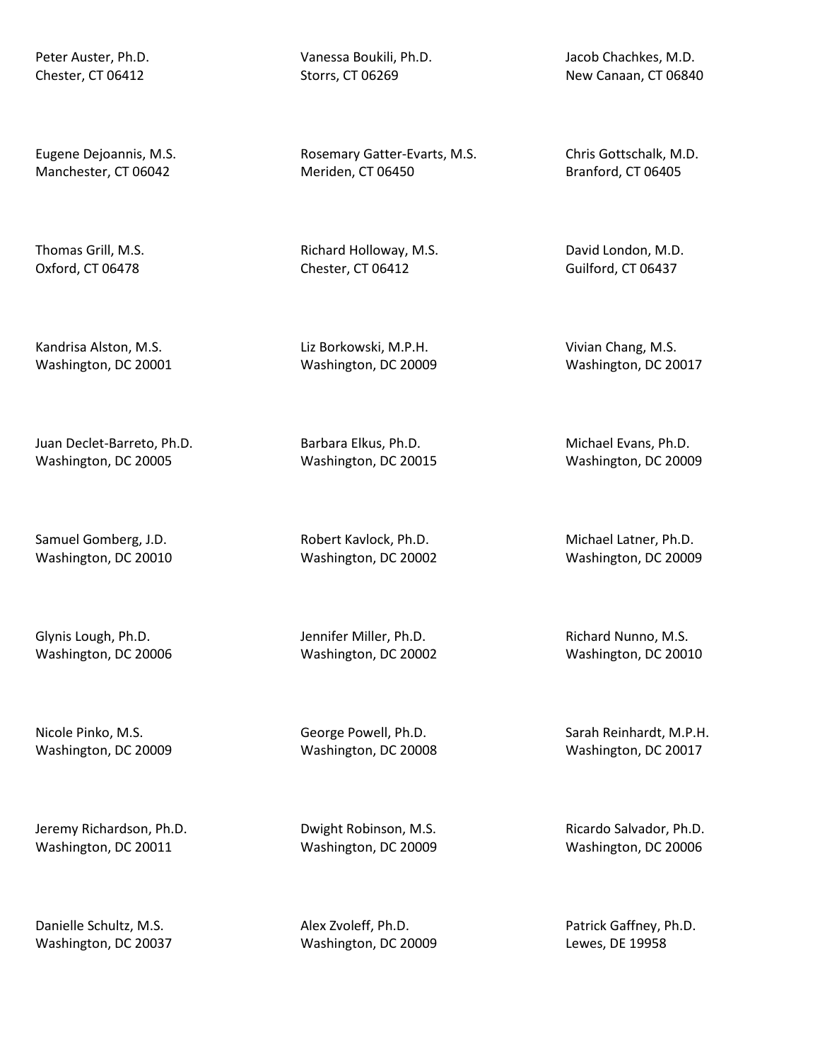Peter Auster, Ph.D.
Chester, CT 06412

Vanessa Boukili, Ph.D.
Storrs, CT 06269

Jacob Chachkes, M.D.
New Canaan, CT 06840

Eugene Dejoannis, M.S.
Manchester, CT 06042

Rosemary Gatter-Evarts, M.S.
Meriden, CT 06450

Chris Gottschalk, M.D.
Branford, CT 06405

Thomas Grill, M.S.
Oxford, CT 06478

Richard Holloway, M.S.
Chester, CT 06412

David London, M.D.
Guilford, CT 06437

Kandrisa Alston, M.S.
Washington, DC 20001

Liz Borkowski, M.P.H.
Washington, DC 20009

Vivian Chang, M.S.
Washington, DC 20017

Juan Declet-Barreto, Ph.D.
Washington, DC 20005

Barbara Elkus, Ph.D.
Washington, DC 20015

Michael Evans, Ph.D.
Washington, DC 20009

Samuel Gomberg, J.D.
Washington, DC 20010

Robert Kavlock, Ph.D.
Washington, DC 20002

Michael Latner, Ph.D.
Washington, DC 20009

Glynis Lough, Ph.D.
Washington, DC 20006

Jennifer Miller, Ph.D.
Washington, DC 20002

Richard Nunno, M.S.
Washington, DC 20010

Nicole Pinko, M.S.
Washington, DC 20009

George Powell, Ph.D.
Washington, DC 20008

Sarah Reinhardt, M.P.H.
Washington, DC 20017

Jeremy Richardson, Ph.D.
Washington, DC 20011

Dwight Robinson, M.S.
Washington, DC 20009

Ricardo Salvador, Ph.D.
Washington, DC 20006

Danielle Schultz, M.S.
Washington, DC 20037

Alex Zvoleff, Ph.D.
Washington, DC 20009

Patrick Gaffney, Ph.D.
Lewes, DE 19958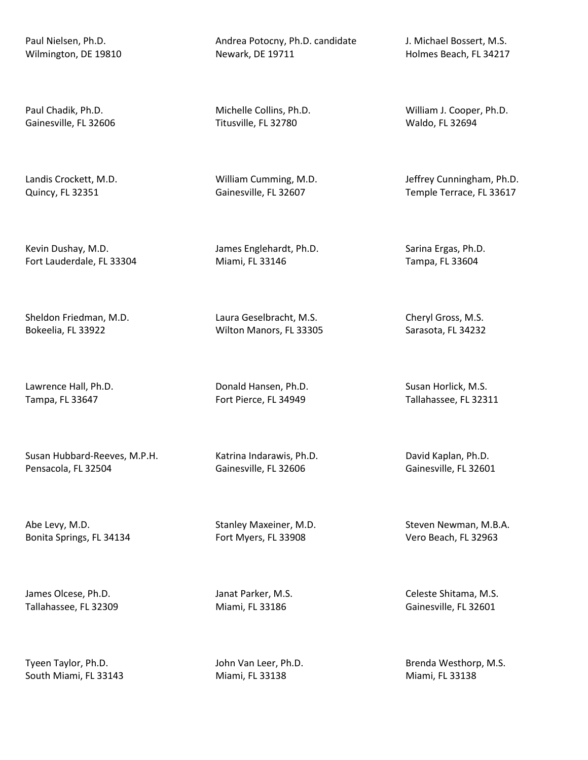Paul Nielsen, Ph.D.
Wilmington, DE 19810

Andrea Potocny, Ph.D. candidate
Newark, DE 19711

J. Michael Bossert, M.S.
Holmes Beach, FL 34217

Paul Chadik, Ph.D.
Gainesville, FL 32606

Michelle Collins, Ph.D.
Titusville, FL 32780

William J. Cooper, Ph.D.
Waldo, FL 32694

Landis Crockett, M.D.
Quincy, FL 32351

William Cumming, M.D.
Gainesville, FL 32607

Jeffrey Cunningham, Ph.D.
Temple Terrace, FL 33617

Kevin Dushay, M.D.
Fort Lauderdale, FL 33304

James Englehardt, Ph.D.
Miami, FL 33146

Sarina Ergas, Ph.D.
Tampa, FL 33604

Sheldon Friedman, M.D.
Bokeelia, FL 33922

Laura Geselbracht, M.S.
Wilton Manors, FL 33305

Cheryl Gross, M.S.
Sarasota, FL 34232

Lawrence Hall, Ph.D.
Tampa, FL 33647

Donald Hansen, Ph.D.
Fort Pierce, FL 34949

Susan Horlick, M.S.
Tallahassee, FL 32311

Susan Hubbard-Reeves, M.P.H.
Pensacola, FL 32504

Katrina Indarawis, Ph.D.
Gainesville, FL 32606

David Kaplan, Ph.D.
Gainesville, FL 32601

Abe Levy, M.D.
Bonita Springs, FL 34134

Stanley Maxeiner, M.D.
Fort Myers, FL 33908

Steven Newman, M.B.A.
Vero Beach, FL 32963

James Olcese, Ph.D.
Tallahassee, FL 32309

Janat Parker, M.S.
Miami, FL 33186

Celeste Shitama, M.S.
Gainesville, FL 32601

Tyeen Taylor, Ph.D.
South Miami, FL 33143

John Van Leer, Ph.D.
Miami, FL 33138

Brenda Westhorp, M.S.
Miami, FL 33138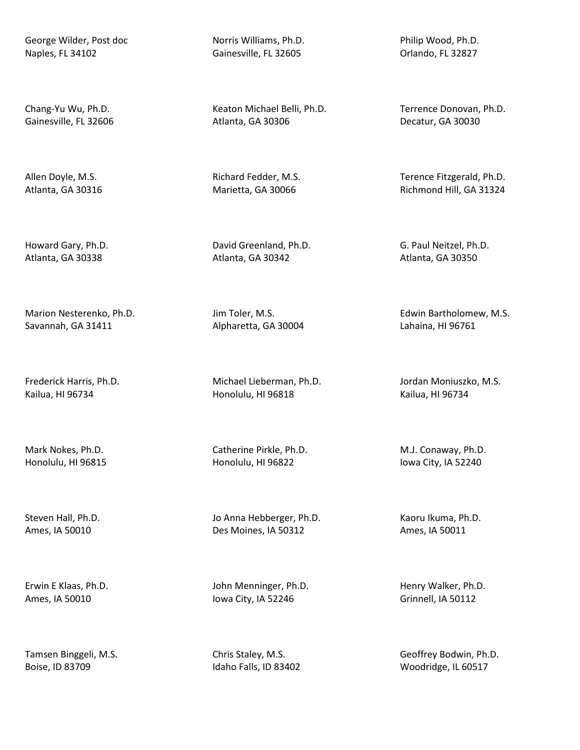George Wilder, Post doc
Naples, FL 34102

Norris Williams, Ph.D.
Gainesville, FL 32605

Philip Wood, Ph.D.
Orlando, FL 32827

Chang-Yu Wu, Ph.D.
Gainesville, FL 32606

Keaton Michael Belli, Ph.D.
Atlanta, GA 30306

Terrence Donovan, Ph.D.
Decatur, GA 30030

Allen Doyle, M.S.
Atlanta, GA 30316

Richard Fedder, M.S.
Marietta, GA 30066

Terence Fitzgerald, Ph.D.
Richmond Hill, GA 31324

Howard Gary, Ph.D.
Atlanta, GA 30338

David Greenland, Ph.D.
Atlanta, GA 30342

G. Paul Neitzel, Ph.D.
Atlanta, GA 30350

Marion Nesterenko, Ph.D.
Savannah, GA 31411

Jim Toler, M.S.
Alpharetta, GA 30004

Edwin Bartholomew, M.S.
Lahaina, HI 96761

Frederick Harris, Ph.D.
Kailua, HI 96734

Michael Lieberman, Ph.D.
Honolulu, HI 96818

Jordan Moniuszko, M.S.
Kailua, HI 96734

Mark Nokes, Ph.D.
Honolulu, HI 96815

Catherine Pirkle, Ph.D.
Honolulu, HI 96822

M.J. Conaway, Ph.D.
Iowa City, IA 52240

Steven Hall, Ph.D.
Ames, IA 50010

Jo Anna Hebberger, Ph.D.
Des Moines, IA 50312

Kaoru Ikuma, Ph.D.
Ames, IA 50011

Erwin E Klaas, Ph.D.
Ames, IA 50010

John Menninger, Ph.D.
Iowa City, IA 52246

Henry Walker, Ph.D.
Grinnell, IA 50112

Tamsen Binggeli, M.S.
Boise, ID 83709

Chris Staley, M.S.
Idaho Falls, ID 83402

Geoffrey Bodwin, Ph.D.
Woodridge, IL 60517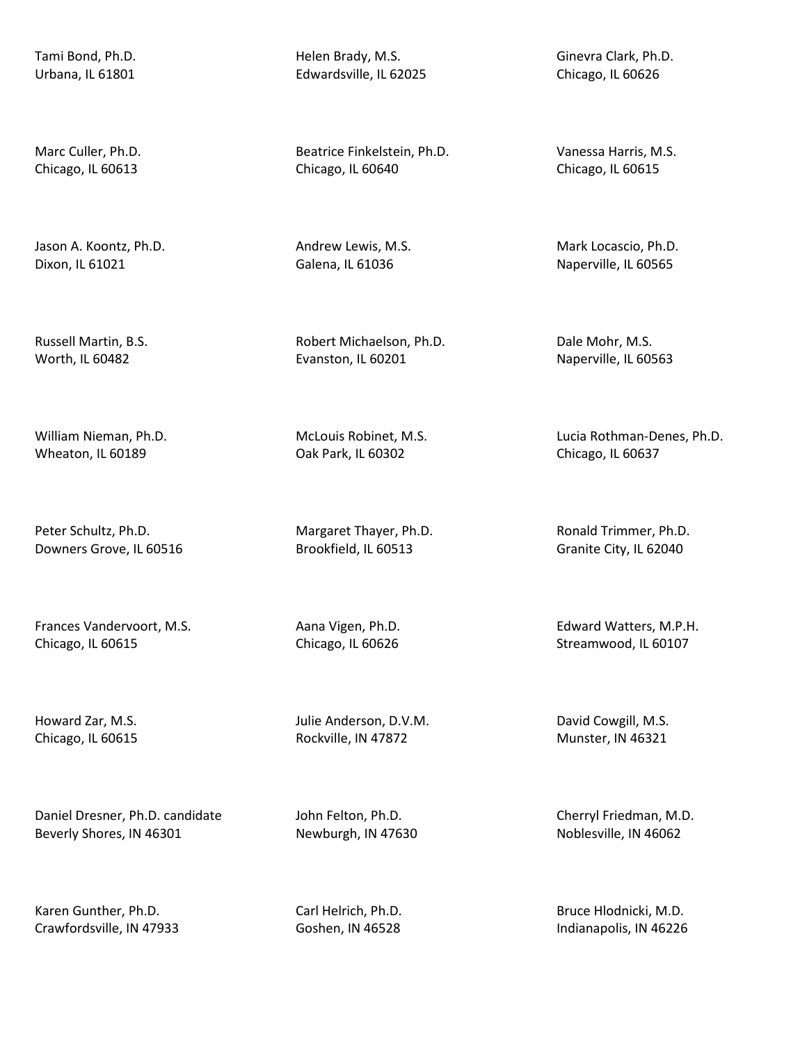Tami Bond, Ph.D.
Urbana, IL 61801

Helen Brady, M.S.
Edwardsville, IL 62025

Ginevra Clark, Ph.D.
Chicago, IL 60626

Marc Culler, Ph.D.
Chicago, IL 60613

Beatrice Finkelstein, Ph.D.
Chicago, IL 60640

Vanessa Harris, M.S.
Chicago, IL 60615

Jason A. Koontz, Ph.D.
Dixon, IL 61021

Andrew Lewis, M.S.
Galena, IL 61036

Mark Locascio, Ph.D.
Naperville, IL 60565

Russell Martin, B.S.
Worth, IL 60482

Robert Michaelson, Ph.D.
Evanston, IL 60201

Dale Mohr, M.S.
Naperville, IL 60563

William Nieman, Ph.D.
Wheaton, IL 60189

McLouis Robinet, M.S.
Oak Park, IL 60302

Lucia Rothman-Denes, Ph.D.
Chicago, IL 60637

Peter Schultz, Ph.D.
Downers Grove, IL 60516

Margaret Thayer, Ph.D.
Brookfield, IL 60513

Ronald Trimmer, Ph.D.
Granite City, IL 62040

Frances Vandervoort, M.S.
Chicago, IL 60615

Aana Vigen, Ph.D.
Chicago, IL 60626

Edward Watters, M.P.H.
Streamwood, IL 60107

Howard Zar, M.S.
Chicago, IL 60615

Julie Anderson, D.V.M.
Rockville, IN 47872

David Cowgill, M.S.
Munster, IN 46321

Daniel Dresner, Ph.D. candidate
Beverly Shores, IN 46301

John Felton, Ph.D.
Newburgh, IN 47630

Cherryl Friedman, M.D.
Noblesville, IN 46062

Karen Gunther, Ph.D.
Crawfordsville, IN 47933

Carl Helrich, Ph.D.
Goshen, IN 46528

Bruce Hlodnicki, M.D.
Indianapolis, IN 46226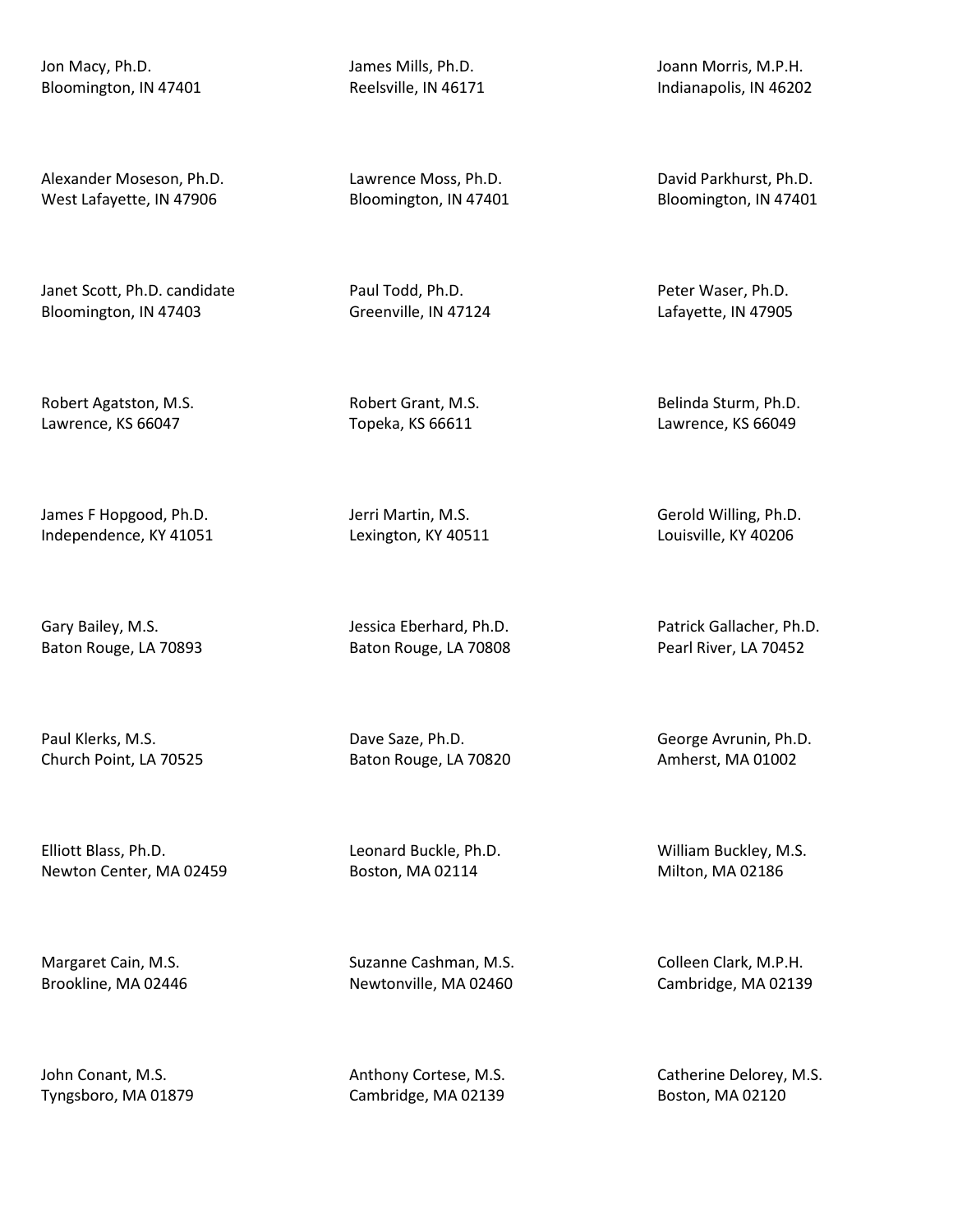Jon Macy, Ph.D.
Bloomington, IN 47401

James Mills, Ph.D.
Reelsville, IN 46171

Joann Morris, M.P.H.
Indianapolis, IN 46202

Alexander Moseson, Ph.D.
West Lafayette, IN 47906

Lawrence Moss, Ph.D.
Bloomington, IN 47401

David Parkhurst, Ph.D.
Bloomington, IN 47401

Janet Scott, Ph.D. candidate
Bloomington, IN 47403

Paul Todd, Ph.D.
Greenville, IN 47124

Peter Waser, Ph.D.
Lafayette, IN 47905

Robert Agatston, M.S.
Lawrence, KS 66047

Robert Grant, M.S.
Topeka, KS 66611

Belinda Sturm, Ph.D.
Lawrence, KS 66049

James F Hopgood, Ph.D.
Independence, KY 41051

Jerri Martin, M.S.
Lexington, KY 40511

Gerold Willing, Ph.D.
Louisville, KY 40206

Gary Bailey, M.S.
Baton Rouge, LA 70893

Jessica Eberhard, Ph.D.
Baton Rouge, LA 70808

Patrick Gallacher, Ph.D.
Pearl River, LA 70452

Paul Klerks, M.S.
Church Point, LA 70525

Dave Saze, Ph.D.
Baton Rouge, LA 70820

George Avrunin, Ph.D.
Amherst, MA 01002

Elliott Blass, Ph.D.
Newton Center, MA 02459

Leonard Buckle, Ph.D.
Boston, MA 02114

William Buckley, M.S.
Milton, MA 02186

Margaret Cain, M.S.
Brookline, MA 02446

Suzanne Cashman, M.S.
Newtonville, MA 02460

Colleen Clark, M.P.H.
Cambridge, MA 02139

John Conant, M.S.
Tyngsboro, MA 01879

Anthony Cortese, M.S.
Cambridge, MA 02139

Catherine Delorey, M.S.
Boston, MA 02120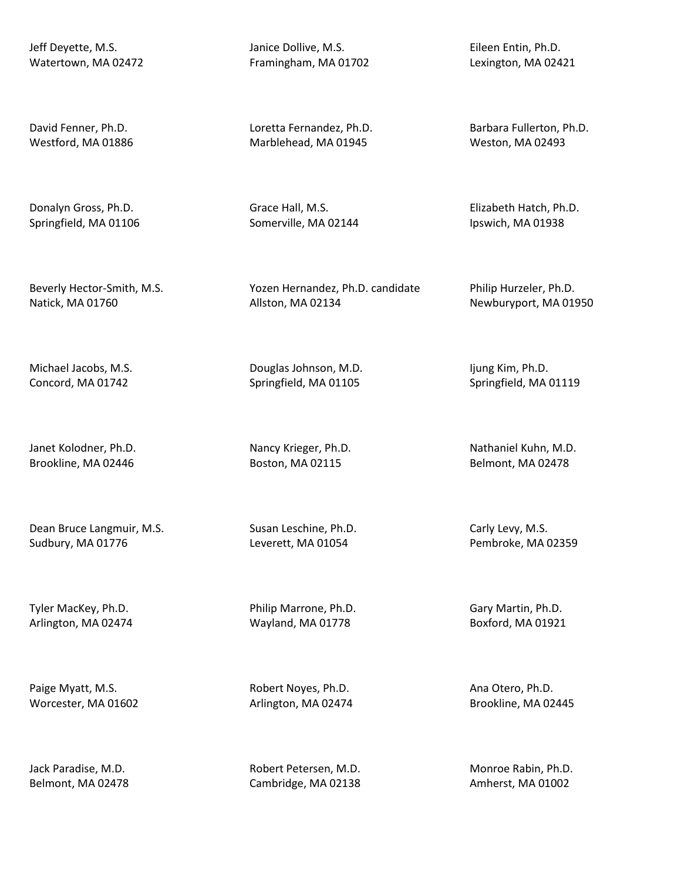Jeff Deyette, M.S.
Watertown, MA 02472

Janice Dollive, M.S.
Framingham, MA 01702

Eileen Entin, Ph.D.
Lexington, MA 02421

David Fenner, Ph.D.
Westford, MA 01886

Loretta Fernandez, Ph.D.
Marblehead, MA 01945

Barbara Fullerton, Ph.D.
Weston, MA 02493

Donalyn Gross, Ph.D.
Springfield, MA 01106

Grace Hall, M.S.
Somerville, MA 02144

Elizabeth Hatch, Ph.D.
Ipswich, MA 01938

Beverly Hector-Smith, M.S.
Natick, MA 01760

Yozen Hernandez, Ph.D. candidate
Allston, MA 02134

Philip Hurzeler, Ph.D.
Newburyport, MA 01950

Michael Jacobs, M.S.
Concord, MA 01742

Douglas Johnson, M.D.
Springfield, MA 01105

Ijung Kim, Ph.D.
Springfield, MA 01119

Janet Kolodner, Ph.D.
Brookline, MA 02446

Nancy Krieger, Ph.D.
Boston, MA 02115

Nathaniel Kuhn, M.D.
Belmont, MA 02478

Dean Bruce Langmuir, M.S.
Sudbury, MA 01776

Susan Leschine, Ph.D.
Leverett, MA 01054

Carly Levy, M.S.
Pembroke, MA 02359

Tyler MacKey, Ph.D.
Arlington, MA 02474

Philip Marrone, Ph.D.
Wayland, MA 01778

Gary Martin, Ph.D.
Boxford, MA 01921

Paige Myatt, M.S.
Worcester, MA 01602

Robert Noyes, Ph.D.
Arlington, MA 02474

Ana Otero, Ph.D.
Brookline, MA 02445

Jack Paradise, M.D.
Belmont, MA 02478

Robert Petersen, M.D.
Cambridge, MA 02138

Monroe Rabin, Ph.D.
Amherst, MA 01002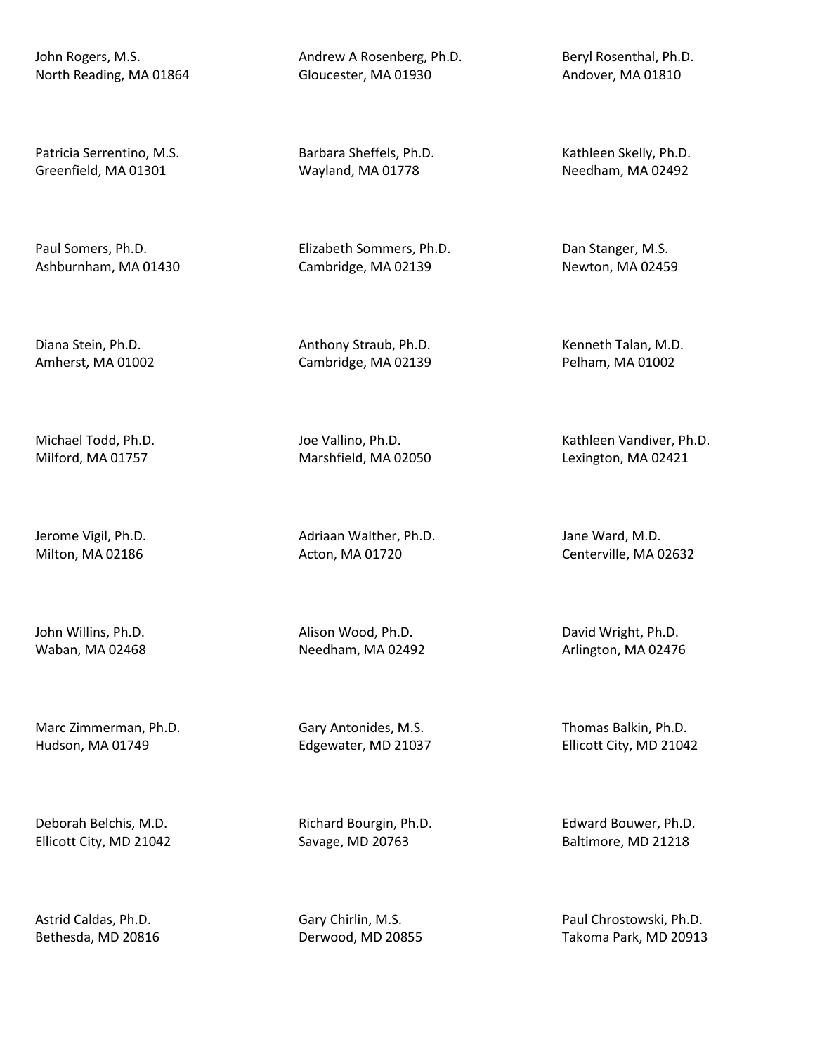John Rogers, M.S.
North Reading, MA 01864

Andrew A Rosenberg, Ph.D.
Gloucester, MA 01930

Beryl Rosenthal, Ph.D.
Andover, MA 01810

Patricia Serrentino, M.S.
Greenfield, MA 01301

Barbara Sheffels, Ph.D.
Wayland, MA 01778

Kathleen Skelly, Ph.D.
Needham, MA 02492

Paul Somers, Ph.D.
Ashburnham, MA 01430

Elizabeth Sommers, Ph.D.
Cambridge, MA 02139

Dan Stanger, M.S.
Newton, MA 02459

Diana Stein, Ph.D.
Amherst, MA 01002

Anthony Straub, Ph.D.
Cambridge, MA 02139

Kenneth Talan, M.D.
Pelham, MA 01002

Michael Todd, Ph.D.
Milford, MA 01757

Joe Vallino, Ph.D.
Marshfield, MA 02050

Kathleen Vandiver, Ph.D.
Lexington, MA 02421

Jerome Vigil, Ph.D.
Milton, MA 02186

Adriaan Walther, Ph.D.
Acton, MA 01720

Jane Ward, M.D.
Centerville, MA 02632

John Willins, Ph.D.
Waban, MA 02468

Alison Wood, Ph.D.
Needham, MA 02492

David Wright, Ph.D.
Arlington, MA 02476

Marc Zimmerman, Ph.D.
Hudson, MA 01749

Gary Antonides, M.S.
Edgewater, MD 21037

Thomas Balkin, Ph.D.
Ellicott City, MD 21042

Deborah Belchis, M.D.
Ellicott City, MD 21042

Richard Bourgin, Ph.D.
Savage, MD 20763

Edward Bouwer, Ph.D.
Baltimore, MD 21218

Astrid Caldas, Ph.D.
Bethesda, MD 20816

Gary Chirlin, M.S.
Derwood, MD 20855

Paul Chrostowski, Ph.D.
Takoma Park, MD 20913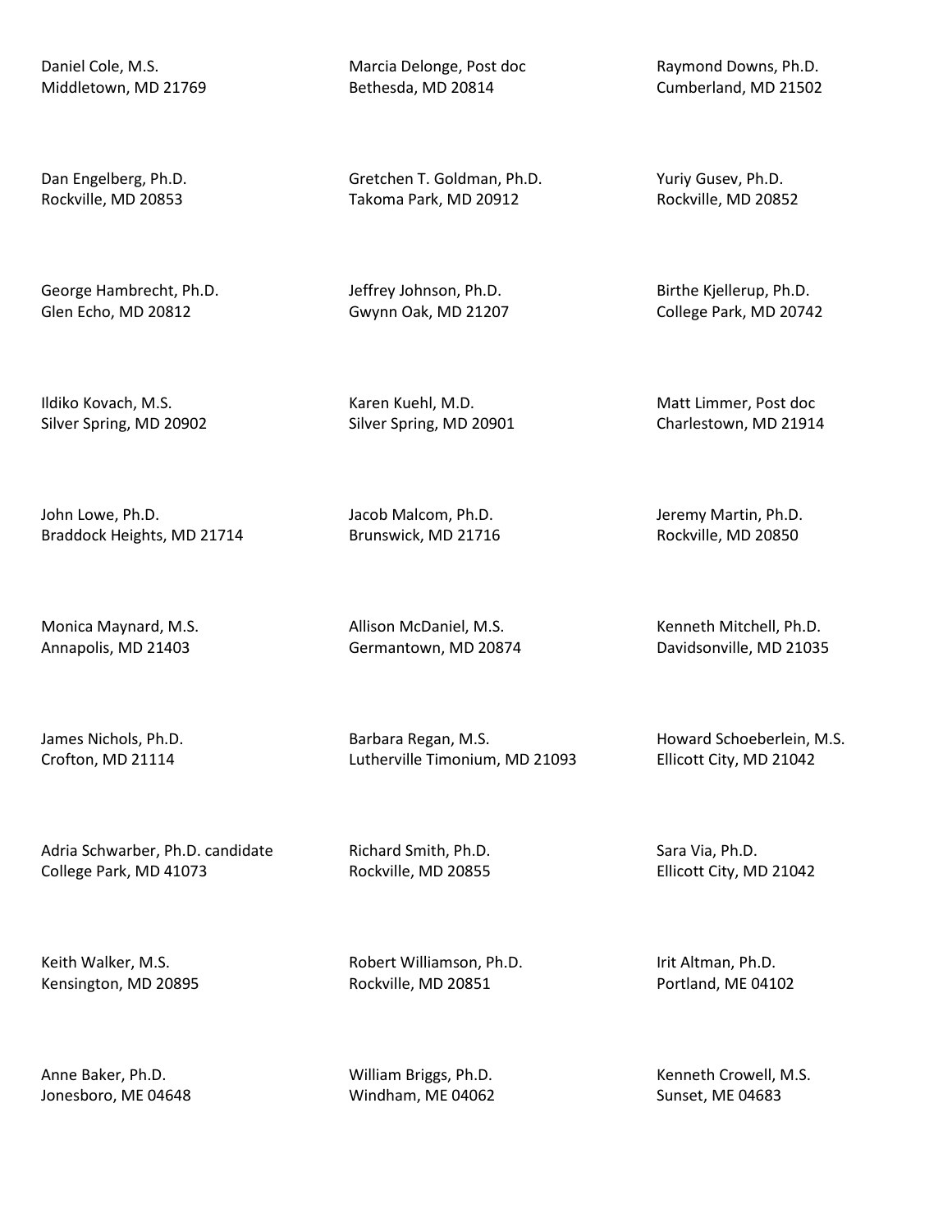Daniel Cole, M.S.
Middletown, MD 21769

Marcia Delonge, Post doc
Bethesda, MD 20814

Raymond Downs, Ph.D.
Cumberland, MD 21502

Dan Engelberg, Ph.D.
Rockville, MD 20853

Gretchen T. Goldman, Ph.D.
Takoma Park, MD 20912

Yuriy Gusev, Ph.D.
Rockville, MD 20852

George Hambrecht, Ph.D.
Glen Echo, MD 20812

Jeffrey Johnson, Ph.D.
Gwynn Oak, MD 21207

Birthe Kjellerup, Ph.D.
College Park, MD 20742

Ildiko Kovach, M.S.
Silver Spring, MD 20902

Karen Kuehl, M.D.
Silver Spring, MD 20901

Matt Limmer, Post doc
Charlestown, MD 21914

John Lowe, Ph.D.
Braddock Heights, MD 21714

Jacob Malcom, Ph.D.
Brunswick, MD 21716

Jeremy Martin, Ph.D.
Rockville, MD 20850

Monica Maynard, M.S.
Annapolis, MD 21403

Allison McDaniel, M.S.
Germantown, MD 20874

Kenneth Mitchell, Ph.D.
Davidsonville, MD 21035

James Nichols, Ph.D.
Crofton, MD 21114

Barbara Regan, M.S.
Lutherville Timonium, MD 21093

Howard Schoeberlein, M.S.
Ellicott City, MD 21042

Adria Schwarber, Ph.D. candidate
College Park, MD 41073

Richard Smith, Ph.D.
Rockville, MD 20855

Sara Via, Ph.D.
Ellicott City, MD 21042

Keith Walker, M.S.
Kensington, MD 20895

Robert Williamson, Ph.D.
Rockville, MD 20851

Irit Altman, Ph.D.
Portland, ME 04102

Anne Baker, Ph.D.
Jonesboro, ME 04648

William Briggs, Ph.D.
Windham, ME 04062

Kenneth Crowell, M.S.
Sunset, ME 04683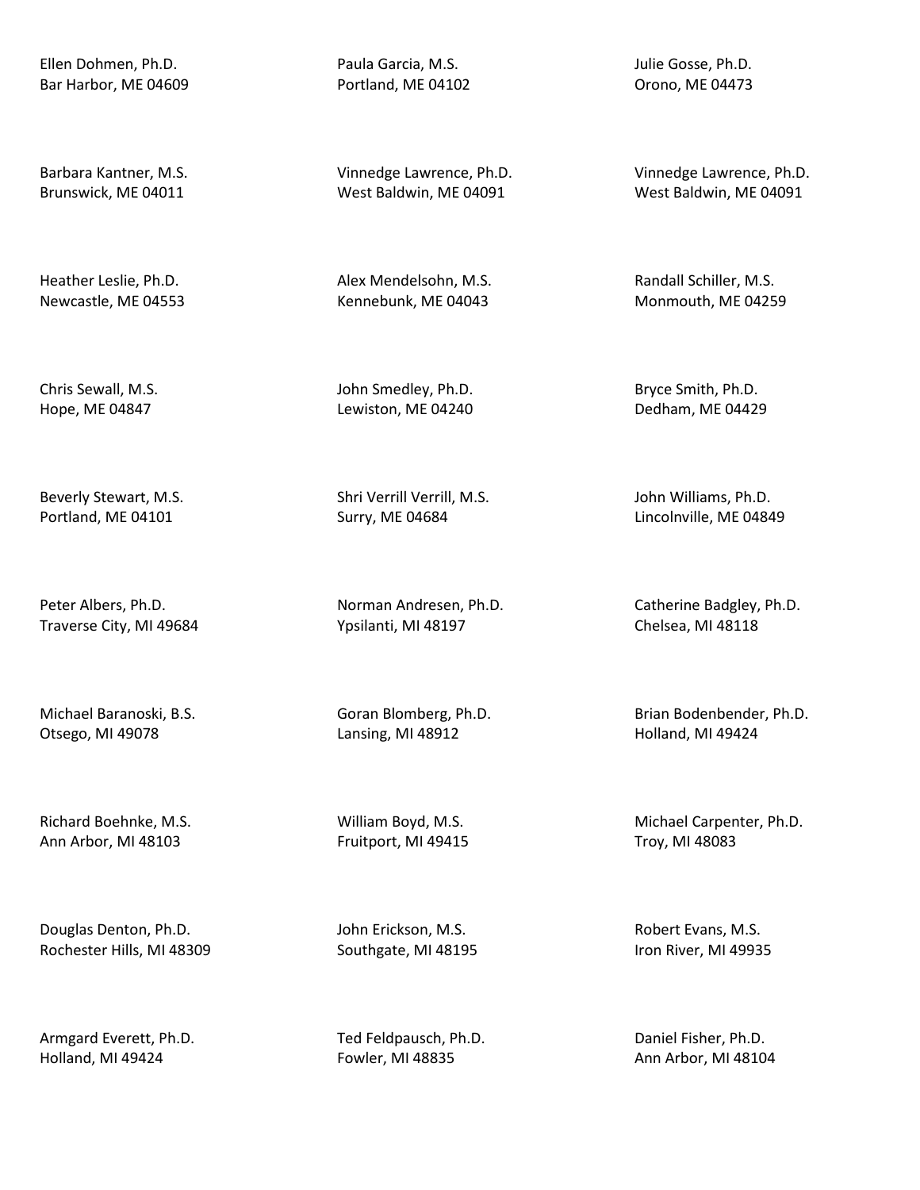Ellen Dohmen, Ph.D.
Bar Harbor, ME 04609

Paula Garcia, M.S.
Portland, ME 04102

Julie Gosse, Ph.D.
Orono, ME 04473

Barbara Kantner, M.S.
Brunswick, ME 04011

Vinnedge Lawrence, Ph.D.
West Baldwin, ME 04091

Vinnedge Lawrence, Ph.D.
West Baldwin, ME 04091

Heather Leslie, Ph.D.
Newcastle, ME 04553

Alex Mendelsohn, M.S.
Kennebunk, ME 04043

Randall Schiller, M.S.
Monmouth, ME 04259

Chris Sewall, M.S.
Hope, ME 04847

John Smedley, Ph.D.
Lewiston, ME 04240

Bryce Smith, Ph.D.
Dedham, ME 04429

Beverly Stewart, M.S.
Portland, ME 04101

Shri Verrill Verrill, M.S.
Surry, ME 04684

John Williams, Ph.D.
Lincolnville, ME 04849

Peter Albers, Ph.D.
Traverse City, MI 49684

Norman Andresen, Ph.D.
Ypsilanti, MI 48197

Catherine Badgley, Ph.D.
Chelsea, MI 48118

Michael Baranoski, B.S.
Otsego, MI 49078

Goran Blomberg, Ph.D.
Lansing, MI 48912

Brian Bodenbender, Ph.D.
Holland, MI 49424

Richard Boehnke, M.S.
Ann Arbor, MI 48103

William Boyd, M.S.
Fruitport, MI 49415

Michael Carpenter, Ph.D.
Troy, MI 48083

Douglas Denton, Ph.D.
Rochester Hills, MI 48309

John Erickson, M.S.
Southgate, MI 48195

Robert Evans, M.S.
Iron River, MI 49935

Armgard Everett, Ph.D.
Holland, MI 49424

Ted Feldpausch, Ph.D.
Fowler, MI 48835

Daniel Fisher, Ph.D.
Ann Arbor, MI 48104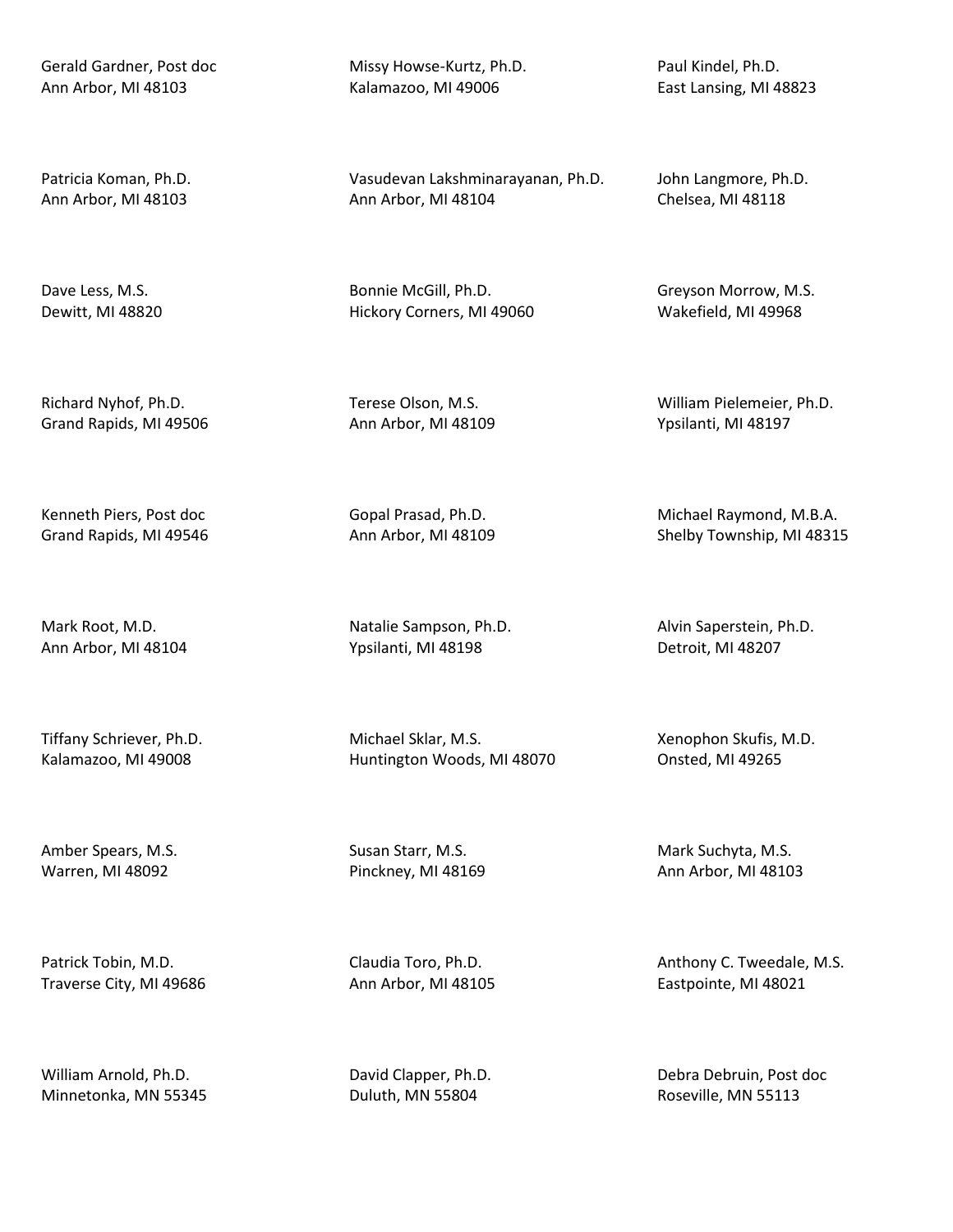Gerald Gardner, Post doc
Ann Arbor, MI 48103

Missy Howse-Kurtz, Ph.D.
Kalamazoo, MI 49006

Paul Kindel, Ph.D.
East Lansing, MI 48823

Patricia Koman, Ph.D.
Ann Arbor, MI 48103

Vasudevan Lakshminarayanan, Ph.D.
Ann Arbor, MI 48104

John Langmore, Ph.D.
Chelsea, MI 48118

Dave Less, M.S.
Dewitt, MI 48820

Bonnie McGill, Ph.D.
Hickory Corners, MI 49060

Greyson Morrow, M.S.
Wakefield, MI 49968

Richard Nyhof, Ph.D.
Grand Rapids, MI 49506

Terese Olson, M.S.
Ann Arbor, MI 48109

William Pielemeier, Ph.D.
Ypsilanti, MI 48197

Kenneth Piers, Post doc
Grand Rapids, MI 49546

Gopal Prasad, Ph.D.
Ann Arbor, MI 48109

Michael Raymond, M.B.A.
Shelby Township, MI 48315

Mark Root, M.D.
Ann Arbor, MI 48104

Natalie Sampson, Ph.D.
Ypsilanti, MI 48198

Alvin Saperstein, Ph.D.
Detroit, MI 48207

Tiffany Schriever, Ph.D.
Kalamazoo, MI 49008

Michael Sklar, M.S.
Huntington Woods, MI 48070

Xenophon Skufis, M.D.
Onsted, MI 49265

Amber Spears, M.S.
Warren, MI 48092

Susan Starr, M.S.
Pinckney, MI 48169

Mark Suchyta, M.S.
Ann Arbor, MI 48103

Patrick Tobin, M.D.
Traverse City, MI 49686

Claudia Toro, Ph.D.
Ann Arbor, MI 48105

Anthony C. Tweedale, M.S.
Eastpointe, MI 48021

William Arnold, Ph.D.
Minnetonka, MN 55345

David Clapper, Ph.D.
Duluth, MN 55804

Debra Debruin, Post doc
Roseville, MN 55113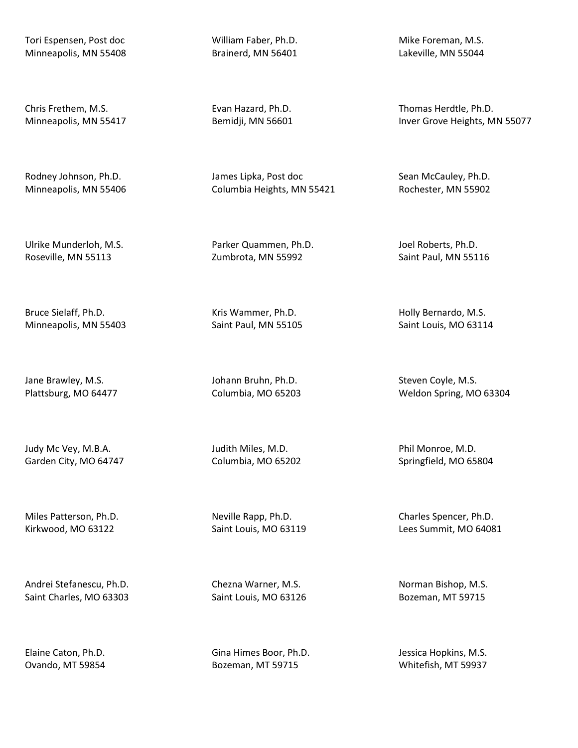Tori Espensen, Post doc
Minneapolis, MN 55408

William Faber, Ph.D.
Brainerd, MN 56401

Mike Foreman, M.S.
Lakeville, MN 55044

Chris Frethem, M.S.
Minneapolis, MN 55417

Evan Hazard, Ph.D.
Bemidji, MN 56601

Thomas Herdtle, Ph.D.
Inver Grove Heights, MN 55077

Rodney Johnson, Ph.D.
Minneapolis, MN 55406

James Lipka, Post doc
Columbia Heights, MN 55421

Sean McCauley, Ph.D.
Rochester, MN 55902

Ulrike Munderloh, M.S.
Roseville, MN 55113

Parker Quammen, Ph.D.
Zumbrota, MN 55992

Joel Roberts, Ph.D.
Saint Paul, MN 55116

Bruce Sielaff, Ph.D.
Minneapolis, MN 55403

Kris Wammer, Ph.D.
Saint Paul, MN 55105

Holly Bernardo, M.S.
Saint Louis, MO 63114

Jane Brawley, M.S.
Plattsburg, MO 64477

Johann Bruhn, Ph.D.
Columbia, MO 65203

Steven Coyle, M.S.
Weldon Spring, MO 63304

Judy Mc Vey, M.B.A.
Garden City, MO 64747

Judith Miles, M.D.
Columbia, MO 65202

Phil Monroe, M.D.
Springfield, MO 65804

Miles Patterson, Ph.D.
Kirkwood, MO 63122

Neville Rapp, Ph.D.
Saint Louis, MO 63119

Charles Spencer, Ph.D.
Lees Summit, MO 64081

Andrei Stefanescu, Ph.D.
Saint Charles, MO 63303

Chezna Warner, M.S.
Saint Louis, MO 63126

Norman Bishop, M.S.
Bozeman, MT 59715

Elaine Caton, Ph.D.
Ovando, MT 59854

Gina Himes Boor, Ph.D.
Bozeman, MT 59715

Jessica Hopkins, M.S.
Whitefish, MT 59937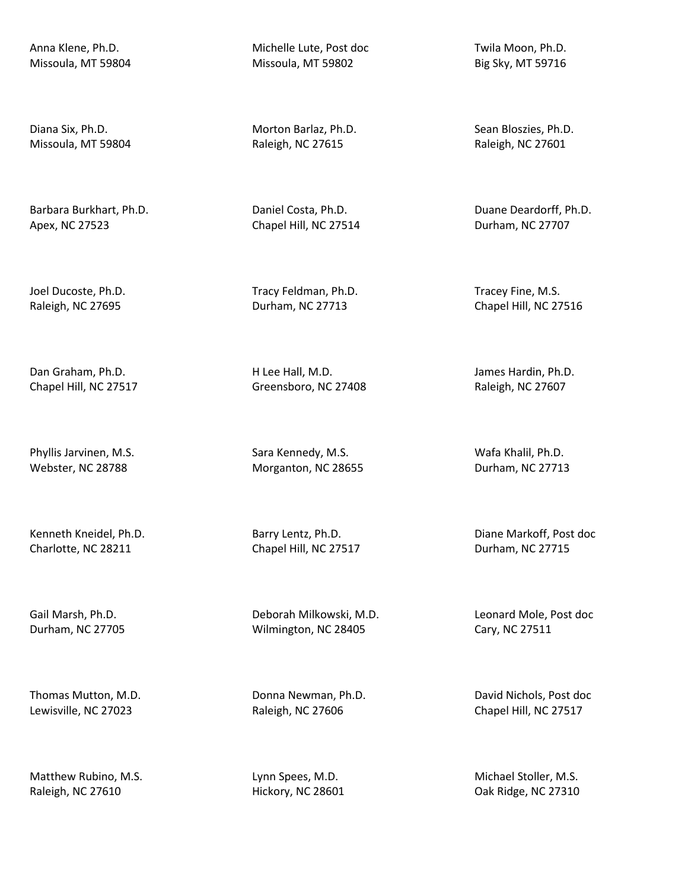Anna Klene, Ph.D.
Missoula, MT 59804

Michelle Lute, Post doc
Missoula, MT 59802

Twila Moon, Ph.D.
Big Sky, MT 59716

Diana Six, Ph.D.
Missoula, MT 59804

Morton Barlaz, Ph.D.
Raleigh, NC 27615

Sean Bloszies, Ph.D.
Raleigh, NC 27601

Barbara Burkhart, Ph.D.
Apex, NC 27523

Daniel Costa, Ph.D.
Chapel Hill, NC 27514

Duane Deardorff, Ph.D.
Durham, NC 27707

Joel Ducoste, Ph.D.
Raleigh, NC 27695

Tracy Feldman, Ph.D.
Durham, NC 27713

Tracey Fine, M.S.
Chapel Hill, NC 27516

Dan Graham, Ph.D.
Chapel Hill, NC 27517

H Lee Hall, M.D.
Greensboro, NC 27408

James Hardin, Ph.D.
Raleigh, NC 27607

Phyllis Jarvinen, M.S.
Webster, NC 28788

Sara Kennedy, M.S.
Morganton, NC 28655

Wafa Khalil, Ph.D.
Durham, NC 27713

Kenneth Kneidel, Ph.D.
Charlotte, NC 28211

Barry Lentz, Ph.D.
Chapel Hill, NC 27517

Diane Markoff, Post doc
Durham, NC 27715

Gail Marsh, Ph.D.
Durham, NC 27705

Deborah Milkowski, M.D.
Wilmington, NC 28405

Leonard Mole, Post doc
Cary, NC 27511

Thomas Mutton, M.D.
Lewisville, NC 27023

Donna Newman, Ph.D.
Raleigh, NC 27606

David Nichols, Post doc
Chapel Hill, NC 27517

Matthew Rubino, M.S.
Raleigh, NC 27610

Lynn Spees, M.D.
Hickory, NC 28601

Michael Stoller, M.S.
Oak Ridge, NC 27310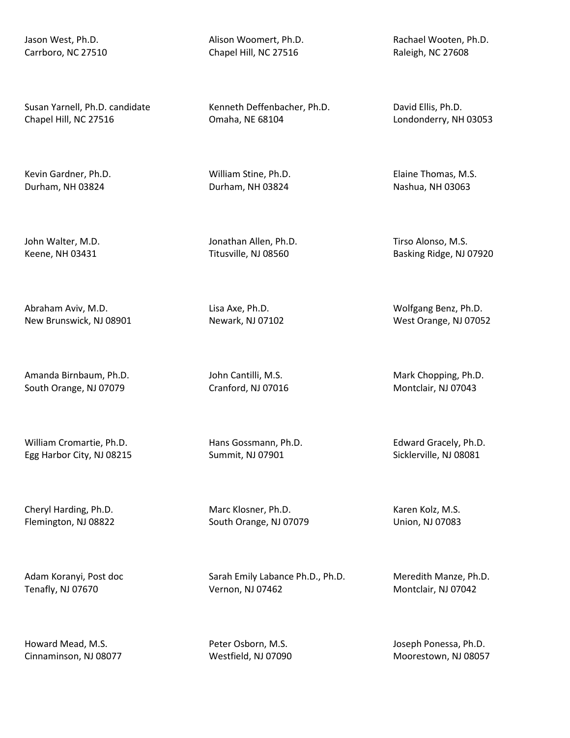Jason West, Ph.D.
Carrboro, NC 27510

Alison Woomert, Ph.D.
Chapel Hill, NC 27516

Rachael Wooten, Ph.D.
Raleigh, NC 27608

Susan Yarnell, Ph.D. candidate
Chapel Hill, NC 27516

Kenneth Deffenbacher, Ph.D.
Omaha, NE 68104

David Ellis, Ph.D.
Londonderry, NH 03053

Kevin Gardner, Ph.D.
Durham, NH 03824

William Stine, Ph.D.
Durham, NH 03824

Elaine Thomas, M.S.
Nashua, NH 03063

John Walter, M.D.
Keene, NH 03431

Jonathan Allen, Ph.D.
Titusville, NJ 08560

Tirso Alonso, M.S.
Basking Ridge, NJ 07920

Abraham Aviv, M.D.
New Brunswick, NJ 08901

Lisa Axe, Ph.D.
Newark, NJ 07102

Wolfgang Benz, Ph.D.
West Orange, NJ 07052

Amanda Birnbaum, Ph.D.
South Orange, NJ 07079

John Cantilli, M.S.
Cranford, NJ 07016

Mark Chopping, Ph.D.
Montclair, NJ 07043

William Cromartie, Ph.D.
Egg Harbor City, NJ 08215

Hans Gossmann, Ph.D.
Summit, NJ 07901

Edward Gracely, Ph.D.
Sicklerville, NJ 08081

Cheryl Harding, Ph.D.
Flemington, NJ 08822

Marc Klosner, Ph.D.
South Orange, NJ 07079

Karen Kolz, M.S.
Union, NJ 07083

Adam Koranyi, Post doc
Tenafly, NJ 07670

Sarah Emily Labance Ph.D., Ph.D.
Vernon, NJ 07462

Meredith Manze, Ph.D.
Montclair, NJ 07042

Howard Mead, M.S.
Cinnaminson, NJ 08077

Peter Osborn, M.S.
Westfield, NJ 07090

Joseph Ponessa, Ph.D.
Moorestown, NJ 08057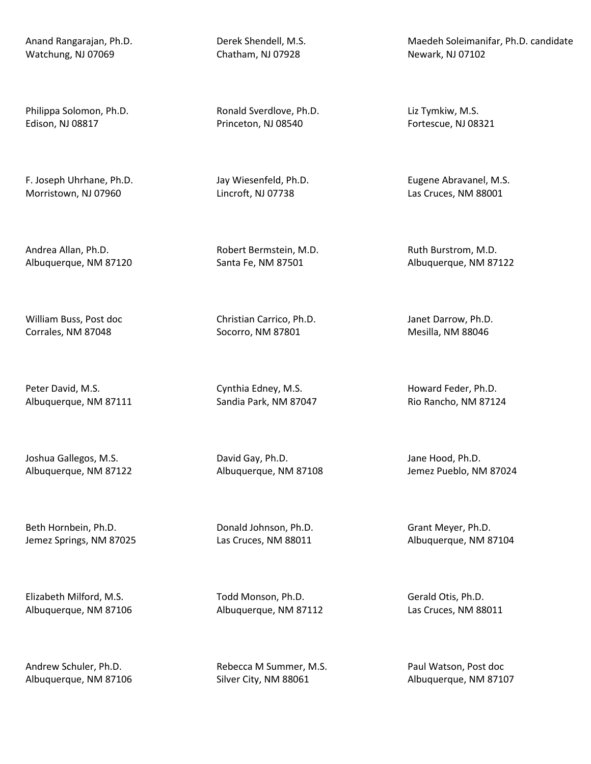Anand Rangarajan, Ph.D.
Watchung, NJ 07069

Derek Shendell, M.S.
Chatham, NJ 07928

Maedeh Soleimanifar, Ph.D. candidate
Newark, NJ 07102

Philippa Solomon, Ph.D.
Edison, NJ 08817

Ronald Sverdlove, Ph.D.
Princeton, NJ 08540

Liz Tymkiw, M.S.
Fortescue, NJ 08321

F. Joseph Uhrhane, Ph.D.
Morristown, NJ 07960

Jay Wiesenfeld, Ph.D.
Lincroft, NJ 07738

Eugene Abravanel, M.S.
Las Cruces, NM 88001

Andrea Allan, Ph.D.
Albuquerque, NM 87120

Robert Bermstein, M.D.
Santa Fe, NM 87501

Ruth Burstrom, M.D.
Albuquerque, NM 87122

William Buss, Post doc
Corrales, NM 87048

Christian Carrico, Ph.D.
Socorro, NM 87801

Janet Darrow, Ph.D.
Mesilla, NM 88046

Peter David, M.S.
Albuquerque, NM 87111

Cynthia Edney, M.S.
Sandia Park, NM 87047

Howard Feder, Ph.D.
Rio Rancho, NM 87124

Joshua Gallegos, M.S.
Albuquerque, NM 87122

David Gay, Ph.D.
Albuquerque, NM 87108

Jane Hood, Ph.D.
Jemez Pueblo, NM 87024

Beth Hornbein, Ph.D.
Jemez Springs, NM 87025

Donald Johnson, Ph.D.
Las Cruces, NM 88011

Grant Meyer, Ph.D.
Albuquerque, NM 87104

Elizabeth Milford, M.S.
Albuquerque, NM 87106

Todd Monson, Ph.D.
Albuquerque, NM 87112

Gerald Otis, Ph.D.
Las Cruces, NM 88011

Andrew Schuler, Ph.D.
Albuquerque, NM 87106

Rebecca M Summer, M.S.
Silver City, NM 88061

Paul Watson, Post doc
Albuquerque, NM 87107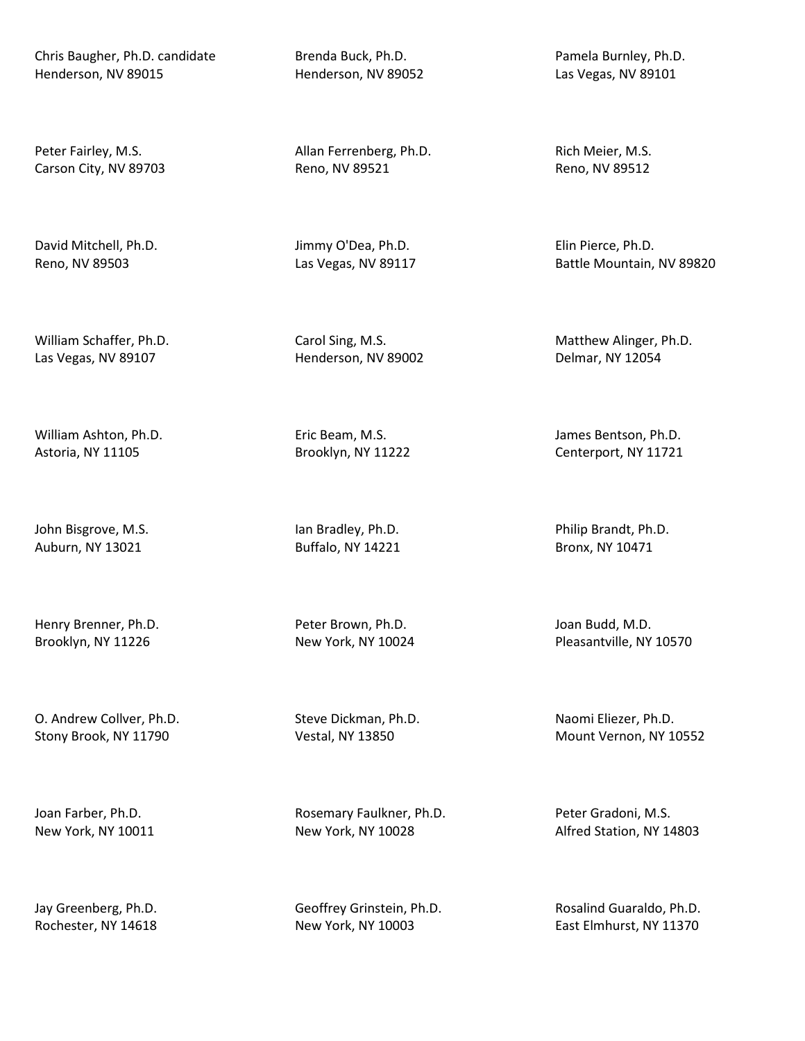Chris Baugher, Ph.D. candidate
Henderson, NV 89015

Brenda Buck, Ph.D.
Henderson, NV 89052

Pamela Burnley, Ph.D.
Las Vegas, NV 89101

Peter Fairley, M.S.
Carson City, NV 89703

Allan Ferrenberg, Ph.D.
Reno, NV 89521

Rich Meier, M.S.
Reno, NV 89512

David Mitchell, Ph.D.
Reno, NV 89503

Jimmy O'Dea, Ph.D.
Las Vegas, NV 89117

Elin Pierce, Ph.D.
Battle Mountain, NV 89820

William Schaffer, Ph.D.
Las Vegas, NV 89107

Carol Sing, M.S.
Henderson, NV 89002

Matthew Alinger, Ph.D.
Delmar, NY 12054

William Ashton, Ph.D.
Astoria, NY 11105

Eric Beam, M.S.
Brooklyn, NY 11222

James Bentson, Ph.D.
Centerport, NY 11721

John Bisgrove, M.S.
Auburn, NY 13021

Ian Bradley, Ph.D.
Buffalo, NY 14221

Philip Brandt, Ph.D.
Bronx, NY 10471

Henry Brenner, Ph.D.
Brooklyn, NY 11226

Peter Brown, Ph.D.
New York, NY 10024

Joan Budd, M.D.
Pleasantville, NY 10570

O. Andrew Collver, Ph.D.
Stony Brook, NY 11790

Steve Dickman, Ph.D.
Vestal, NY 13850

Naomi Eliezer, Ph.D.
Mount Vernon, NY 10552

Joan Farber, Ph.D.
New York, NY 10011

Rosemary Faulkner, Ph.D.
New York, NY 10028

Peter Gradoni, M.S.
Alfred Station, NY 14803

Jay Greenberg, Ph.D.
Rochester, NY 14618

Geoffrey Grinstein, Ph.D.
New York, NY 10003

Rosalind Guaraldo, Ph.D.
East Elmhurst, NY 11370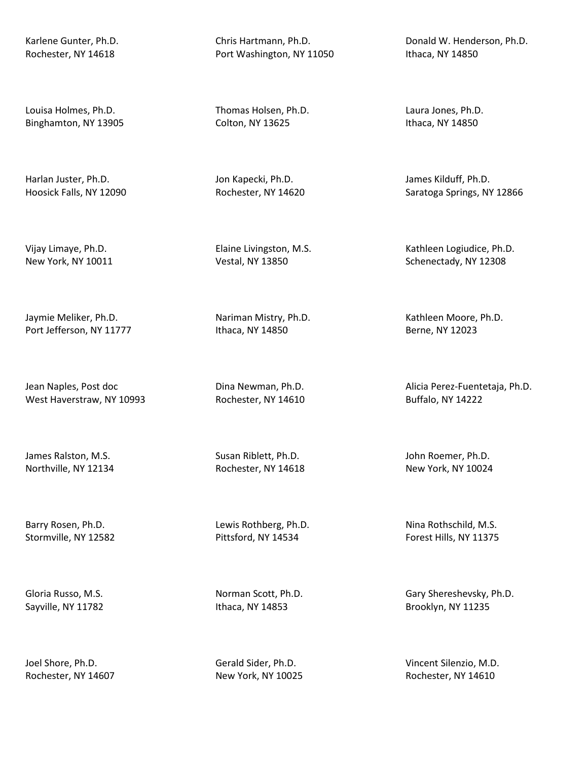Karlene Gunter, Ph.D.
Rochester, NY 14618

Chris Hartmann, Ph.D.
Port Washington, NY 11050

Donald W. Henderson, Ph.D.
Ithaca, NY 14850

Louisa Holmes, Ph.D.
Binghamton, NY 13905

Thomas Holsen, Ph.D.
Colton, NY 13625

Laura Jones, Ph.D.
Ithaca, NY 14850

Harlan Juster, Ph.D.
Hoosick Falls, NY 12090

Jon Kapecki, Ph.D.
Rochester, NY 14620

James Kilduff, Ph.D.
Saratoga Springs, NY 12866

Vijay Limaye, Ph.D.
New York, NY 10011

Elaine Livingston, M.S.
Vestal, NY 13850

Kathleen Logiudice, Ph.D.
Schenectady, NY 12308

Jaymie Meliker, Ph.D.
Port Jefferson, NY 11777

Nariman Mistry, Ph.D.
Ithaca, NY 14850

Kathleen Moore, Ph.D.
Berne, NY 12023

Jean Naples, Post doc
West Haverstraw, NY 10993

Dina Newman, Ph.D.
Rochester, NY 14610

Alicia Perez-Fuentetaja, Ph.D.
Buffalo, NY 14222

James Ralston, M.S.
Northville, NY 12134

Susan Riblett, Ph.D.
Rochester, NY 14618

John Roemer, Ph.D.
New York, NY 10024

Barry Rosen, Ph.D.
Stormville, NY 12582

Lewis Rothberg, Ph.D.
Pittsford, NY 14534

Nina Rothschild, M.S.
Forest Hills, NY 11375

Gloria Russo, M.S.
Sayville, NY 11782

Norman Scott, Ph.D.
Ithaca, NY 14853

Gary Shereshevsky, Ph.D.
Brooklyn, NY 11235

Joel Shore, Ph.D.
Rochester, NY 14607

Gerald Sider, Ph.D.
New York, NY 10025

Vincent Silenzio, M.D.
Rochester, NY 14610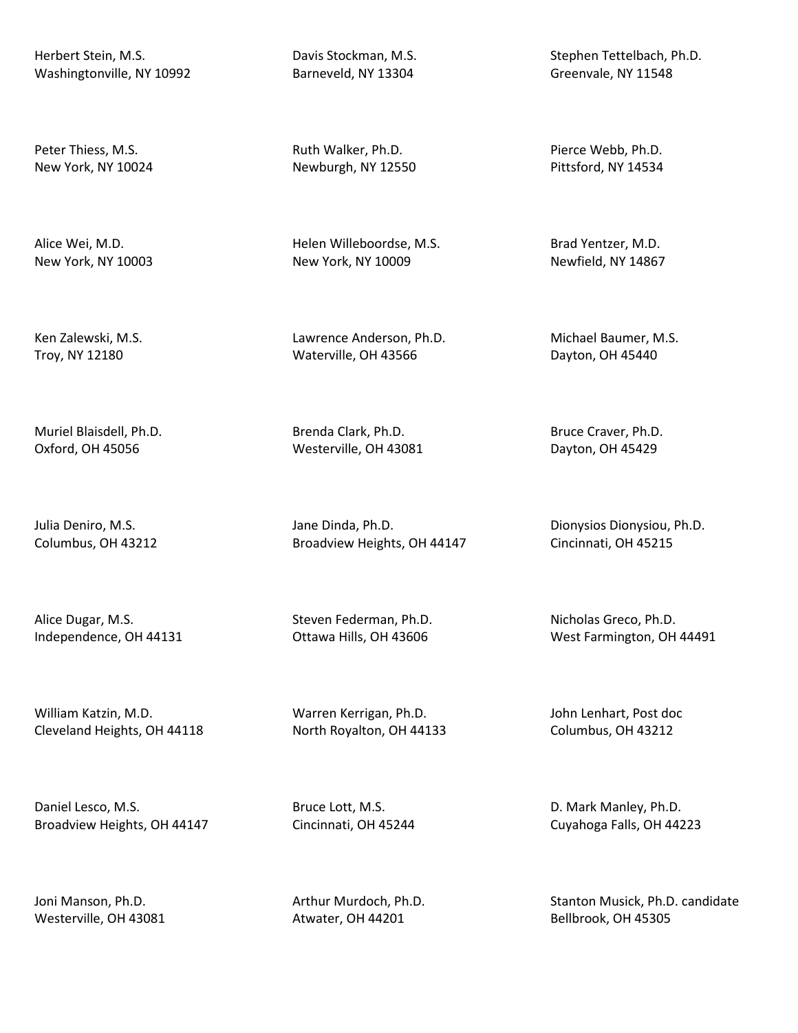Herbert Stein, M.S.
Washingtonville, NY 10992

Davis Stockman, M.S.
Barneveld, NY 13304

Stephen Tettelbach, Ph.D.
Greenvale, NY 11548

Peter Thiess, M.S.
New York, NY 10024

Ruth Walker, Ph.D.
Newburgh, NY 12550

Pierce Webb, Ph.D.
Pittsford, NY 14534

Alice Wei, M.D.
New York, NY 10003

Helen Willeboordse, M.S.
New York, NY 10009

Brad Yentzer, M.D.
Newfield, NY 14867

Ken Zalewski, M.S.
Troy, NY 12180

Lawrence Anderson, Ph.D.
Waterville, OH 43566

Michael Baumer, M.S.
Dayton, OH 45440

Muriel Blaisdell, Ph.D.
Oxford, OH 45056

Brenda Clark, Ph.D.
Westerville, OH 43081

Bruce Craver, Ph.D.
Dayton, OH 45429

Julia Deniro, M.S.
Columbus, OH 43212

Jane Dinda, Ph.D.
Broadview Heights, OH 44147

Dionysios Dionysiou, Ph.D.
Cincinnati, OH 45215

Alice Dugar, M.S.
Independence, OH 44131

Steven Federman, Ph.D.
Ottawa Hills, OH 43606

Nicholas Greco, Ph.D.
West Farmington, OH 44491

William Katzin, M.D.
Cleveland Heights, OH 44118

Warren Kerrigan, Ph.D.
North Royalton, OH 44133

John Lenhart, Post doc
Columbus, OH 43212

Daniel Lesco, M.S.
Broadview Heights, OH 44147

Bruce Lott, M.S.
Cincinnati, OH 45244

D. Mark Manley, Ph.D.
Cuyahoga Falls, OH 44223

Joni Manson, Ph.D.
Westerville, OH 43081

Arthur Murdoch, Ph.D.
Atwater, OH 44201

Stanton Musick, Ph.D. candidate
Bellbrook, OH 45305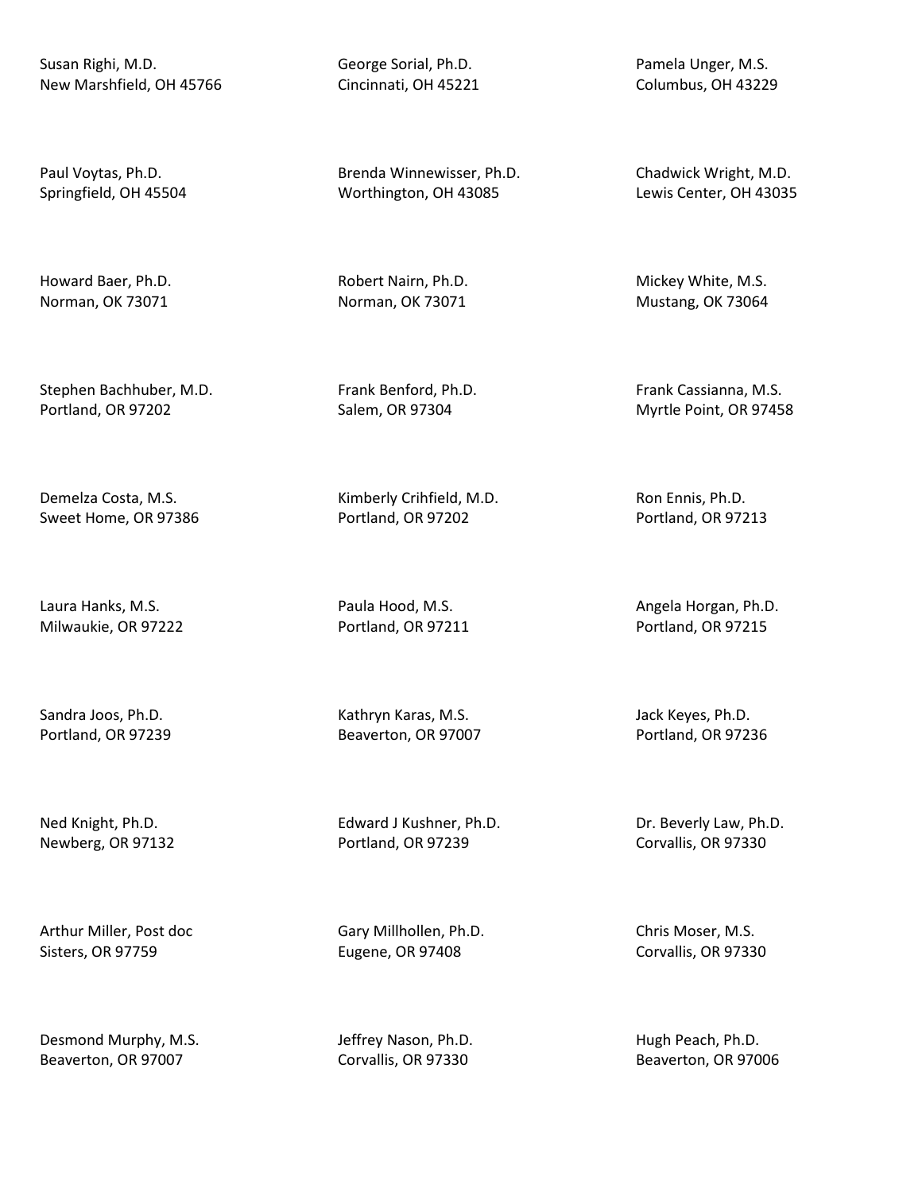Susan Righi, M.D.
New Marshfield, OH 45766

George Sorial, Ph.D.
Cincinnati, OH 45221

Pamela Unger, M.S.
Columbus, OH 43229

Paul Voytas, Ph.D.
Springfield, OH 45504

Brenda Winnewisser, Ph.D.
Worthington, OH 43085

Chadwick Wright, M.D.
Lewis Center, OH 43035

Howard Baer, Ph.D.
Norman, OK 73071

Robert Nairn, Ph.D.
Norman, OK 73071

Mickey White, M.S.
Mustang, OK 73064

Stephen Bachhuber, M.D.
Portland, OR 97202

Frank Benford, Ph.D.
Salem, OR 97304

Frank Cassianna, M.S.
Myrtle Point, OR 97458

Demelza Costa, M.S.
Sweet Home, OR 97386

Kimberly Crihfield, M.D.
Portland, OR 97202

Ron Ennis, Ph.D.
Portland, OR 97213

Laura Hanks, M.S.
Milwaukie, OR 97222

Paula Hood, M.S.
Portland, OR 97211

Angela Horgan, Ph.D.
Portland, OR 97215

Sandra Joos, Ph.D.
Portland, OR 97239

Kathryn Karas, M.S.
Beaverton, OR 97007

Jack Keyes, Ph.D.
Portland, OR 97236

Ned Knight, Ph.D.
Newberg, OR 97132

Edward J Kushner, Ph.D.
Portland, OR 97239

Dr. Beverly Law, Ph.D.
Corvallis, OR 97330

Arthur Miller, Post doc
Sisters, OR 97759

Gary Millhollen, Ph.D.
Eugene, OR 97408

Chris Moser, M.S.
Corvallis, OR 97330

Desmond Murphy, M.S.
Beaverton, OR 97007

Jeffrey Nason, Ph.D.
Corvallis, OR 97330

Hugh Peach, Ph.D.
Beaverton, OR 97006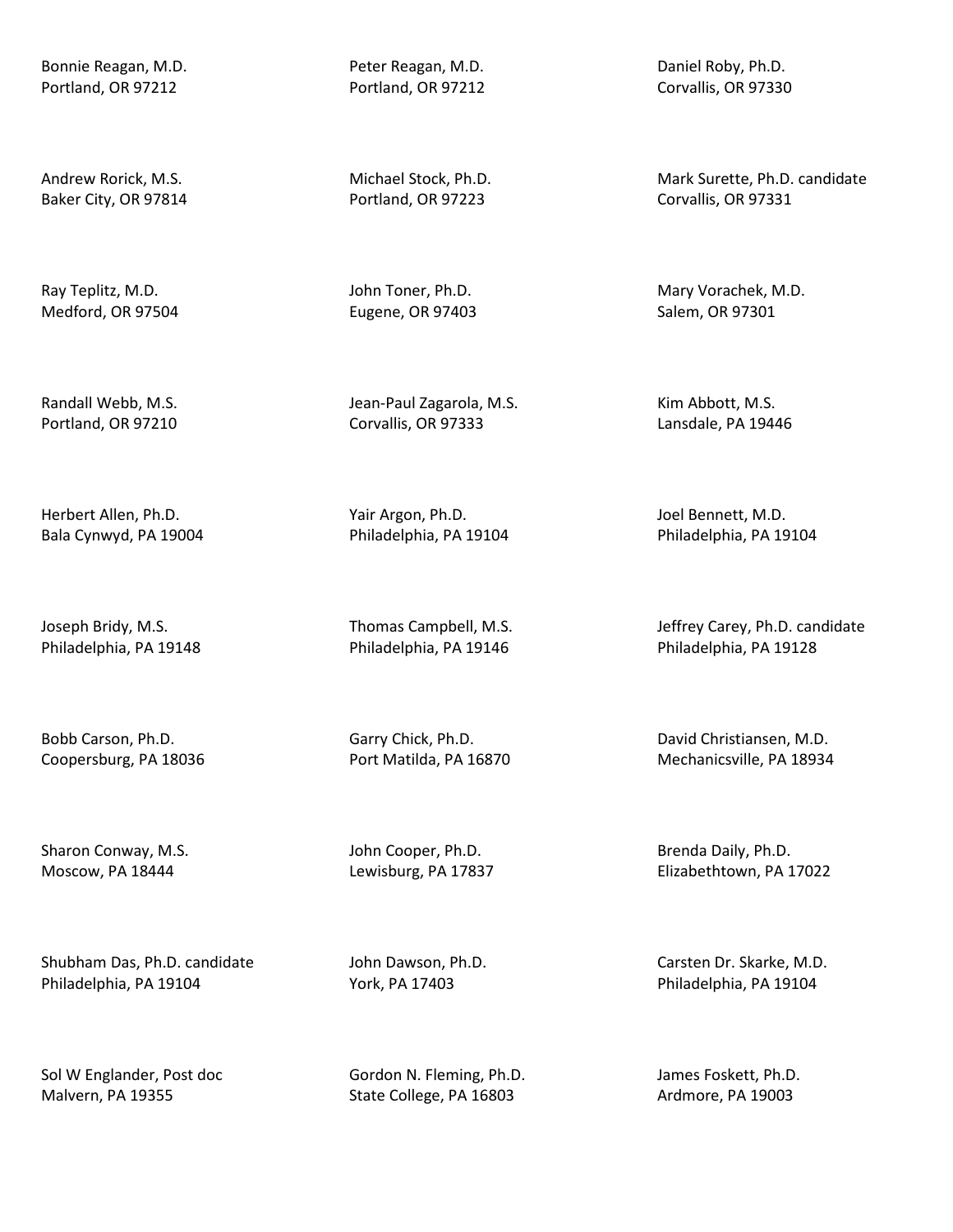Bonnie Reagan, M.D.
Portland, OR 97212

Peter Reagan, M.D.
Portland, OR 97212

Daniel Roby, Ph.D.
Corvallis, OR 97330

Andrew Rorick, M.S.
Baker City, OR 97814

Michael Stock, Ph.D.
Portland, OR 97223

Mark Surette, Ph.D. candidate
Corvallis, OR 97331

Ray Teplitz, M.D.
Medford, OR 97504

John Toner, Ph.D.
Eugene, OR 97403

Mary Vorachek, M.D.
Salem, OR 97301

Randall Webb, M.S.
Portland, OR 97210

Jean-Paul Zagarola, M.S.
Corvallis, OR 97333

Kim Abbott, M.S.
Lansdale, PA 19446

Herbert Allen, Ph.D.
Bala Cynwyd, PA 19004

Yair Argon, Ph.D.
Philadelphia, PA 19104

Joel Bennett, M.D.
Philadelphia, PA 19104

Joseph Bridy, M.S.
Philadelphia, PA 19148

Thomas Campbell, M.S.
Philadelphia, PA 19146

Jeffrey Carey, Ph.D. candidate
Philadelphia, PA 19128

Bobb Carson, Ph.D.
Coopersburg, PA 18036

Garry Chick, Ph.D.
Port Matilda, PA 16870

David Christiansen, M.D.
Mechanicsville, PA 18934

Sharon Conway, M.S.
Moscow, PA 18444

John Cooper, Ph.D.
Lewisburg, PA 17837

Brenda Daily, Ph.D.
Elizabethtown, PA 17022

Shubham Das, Ph.D. candidate
Philadelphia, PA 19104

John Dawson, Ph.D.
York, PA 17403

Carsten Dr. Skarke, M.D.
Philadelphia, PA 19104

Sol W Englander, Post doc
Malvern, PA 19355

Gordon N. Fleming, Ph.D.
State College, PA 16803

James Foskett, Ph.D.
Ardmore, PA 19003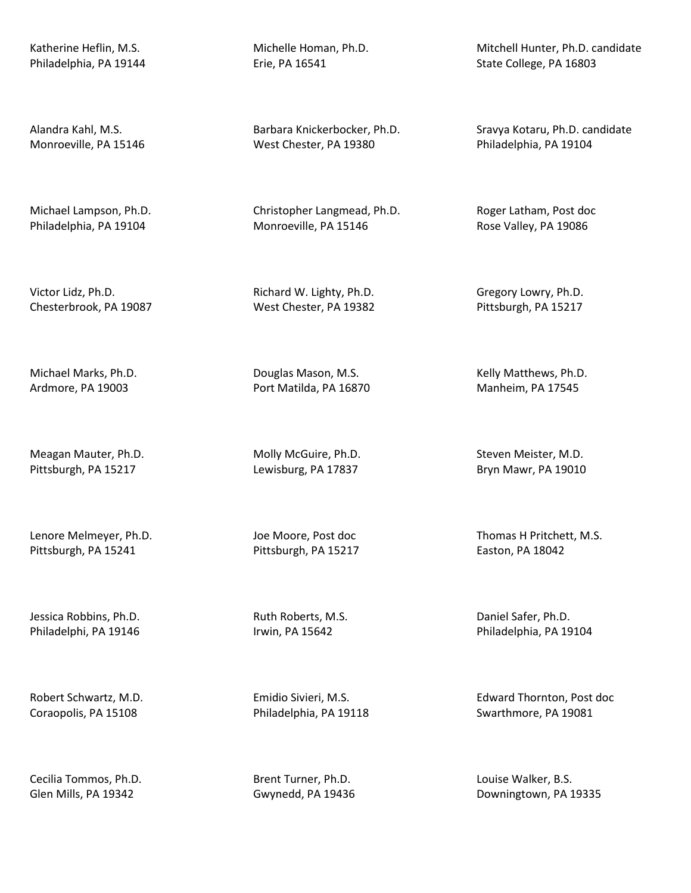Katherine Heflin, M.S.
Philadelphia, PA 19144

Michelle Homan, Ph.D.
Erie, PA 16541

Mitchell Hunter, Ph.D. candidate
State College, PA 16803

Alandra Kahl, M.S.
Monroeville, PA 15146

Barbara Knickerbocker, Ph.D.
West Chester, PA 19380

Sravya Kotaru, Ph.D. candidate
Philadelphia, PA 19104

Michael Lampson, Ph.D.
Philadelphia, PA 19104

Christopher Langmead, Ph.D.
Monroeville, PA 15146

Roger Latham, Post doc
Rose Valley, PA 19086

Victor Lidz, Ph.D.
Chesterbrook, PA 19087

Richard W. Lighty, Ph.D.
West Chester, PA 19382

Gregory Lowry, Ph.D.
Pittsburgh, PA 15217

Michael Marks, Ph.D.
Ardmore, PA 19003

Douglas Mason, M.S.
Port Matilda, PA 16870

Kelly Matthews, Ph.D.
Manheim, PA 17545

Meagan Mauter, Ph.D.
Pittsburgh, PA 15217

Molly McGuire, Ph.D.
Lewisburg, PA 17837

Steven Meister, M.D.
Bryn Mawr, PA 19010

Lenore Melmeyer, Ph.D.
Pittsburgh, PA 15241

Joe Moore, Post doc
Pittsburgh, PA 15217

Thomas H Pritchett, M.S.
Easton, PA 18042

Jessica Robbins, Ph.D.
Philadelphi, PA 19146

Ruth Roberts, M.S.
Irwin, PA 15642

Daniel Safer, Ph.D.
Philadelphia, PA 19104

Robert Schwartz, M.D.
Coraopolis, PA 15108

Emidio Sivieri, M.S.
Philadelphia, PA 19118

Edward Thornton, Post doc
Swarthmore, PA 19081

Cecilia Tommos, Ph.D.
Glen Mills, PA 19342

Brent Turner, Ph.D.
Gwynedd, PA 19436

Louise Walker, B.S.
Downingtown, PA 19335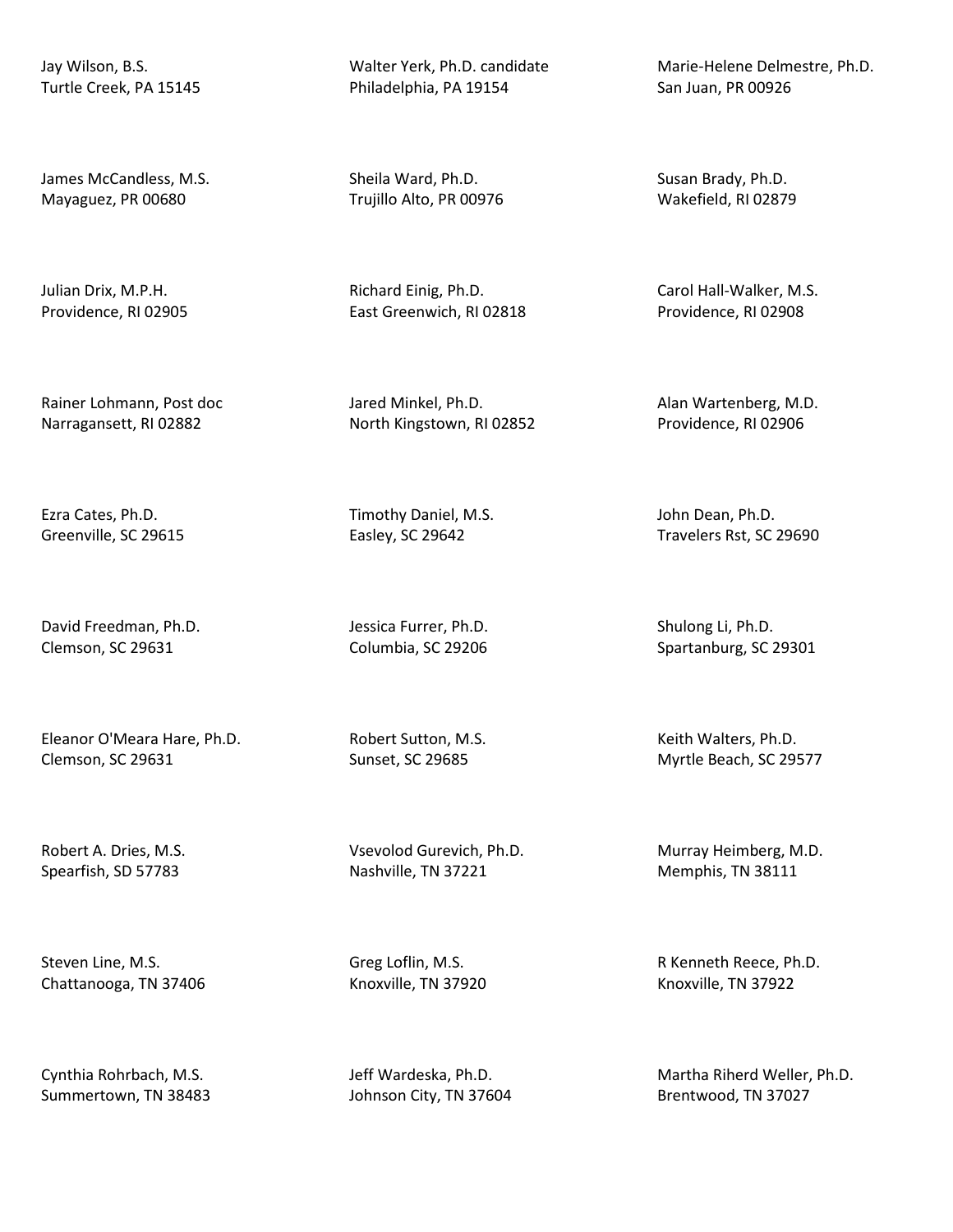Jay Wilson, B.S.
Turtle Creek, PA 15145

Walter Yerk, Ph.D. candidate
Philadelphia, PA 19154

Marie-Helene Delmestre, Ph.D.
San Juan, PR 00926

James McCandless, M.S.
Mayaguez, PR 00680

Sheila Ward, Ph.D.
Trujillo Alto, PR 00976

Susan Brady, Ph.D.
Wakefield, RI 02879

Julian Drix, M.P.H.
Providence, RI 02905

Richard Einig, Ph.D.
East Greenwich, RI 02818

Carol Hall-Walker, M.S.
Providence, RI 02908

Rainer Lohmann, Post doc
Narragansett, RI 02882

Jared Minkel, Ph.D.
North Kingstown, RI 02852

Alan Wartenberg, M.D.
Providence, RI 02906

Ezra Cates, Ph.D.
Greenville, SC 29615

Timothy Daniel, M.S.
Easley, SC 29642

John Dean, Ph.D.
Travelers Rst, SC 29690

David Freedman, Ph.D.
Clemson, SC 29631

Jessica Furrer, Ph.D.
Columbia, SC 29206

Shulong Li, Ph.D.
Spartanburg, SC 29301

Eleanor O'Meara Hare, Ph.D.
Clemson, SC 29631

Robert Sutton, M.S.
Sunset, SC 29685

Keith Walters, Ph.D.
Myrtle Beach, SC 29577

Robert A. Dries, M.S.
Spearfish, SD 57783

Vsevolod Gurevich, Ph.D.
Nashville, TN 37221

Murray Heimberg, M.D.
Memphis, TN 38111

Steven Line, M.S.
Chattanooga, TN 37406

Greg Loflin, M.S.
Knoxville, TN 37920

R Kenneth Reece, Ph.D.
Knoxville, TN 37922

Cynthia Rohrbach, M.S.
Summertown, TN 38483

Jeff Wardeska, Ph.D.
Johnson City, TN 37604

Martha Riherd Weller, Ph.D.
Brentwood, TN 37027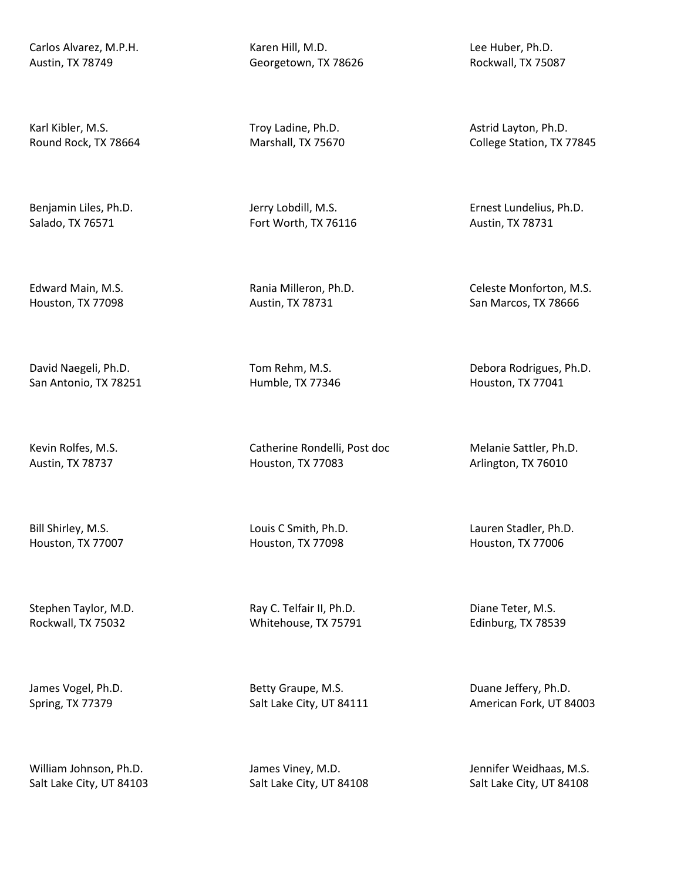Carlos Alvarez, M.P.H.
Austin, TX 78749

Karen Hill, M.D.
Georgetown, TX 78626

Lee Huber, Ph.D.
Rockwall, TX 75087

Karl Kibler, M.S.
Round Rock, TX 78664

Troy Ladine, Ph.D.
Marshall, TX 75670

Astrid Layton, Ph.D.
College Station, TX 77845

Benjamin Liles, Ph.D.
Salado, TX 76571

Jerry Lobdill, M.S.
Fort Worth, TX 76116

Ernest Lundelius, Ph.D.
Austin, TX 78731

Edward Main, M.S.
Houston, TX 77098

Rania Milleron, Ph.D.
Austin, TX 78731

Celeste Monforton, M.S.
San Marcos, TX 78666

David Naegeli, Ph.D.
San Antonio, TX 78251

Tom Rehm, M.S.
Humble, TX 77346

Debora Rodrigues, Ph.D.
Houston, TX 77041

Kevin Rolfes, M.S.
Austin, TX 78737

Catherine Rondelli, Post doc
Houston, TX 77083

Melanie Sattler, Ph.D.
Arlington, TX 76010

Bill Shirley, M.S.
Houston, TX 77007

Louis C Smith, Ph.D.
Houston, TX 77098

Lauren Stadler, Ph.D.
Houston, TX 77006

Stephen Taylor, M.D.
Rockwall, TX 75032

Ray C. Telfair II, Ph.D.
Whitehouse, TX 75791

Diane Teter, M.S.
Edinburg, TX 78539

James Vogel, Ph.D.
Spring, TX 77379

Betty Graupe, M.S.
Salt Lake City, UT 84111

Duane Jeffery, Ph.D.
American Fork, UT 84003

William Johnson, Ph.D.
Salt Lake City, UT 84103

James Viney, M.D.
Salt Lake City, UT 84108

Jennifer Weidhaas, M.S.
Salt Lake City, UT 84108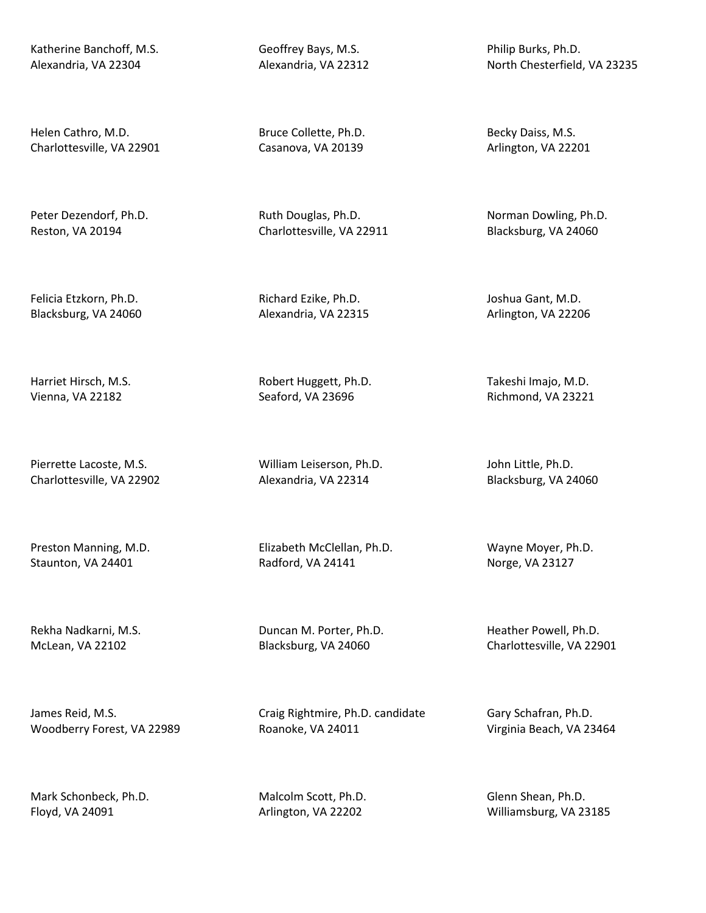Katherine Banchoff, M.S.
Alexandria, VA 22304

Geoffrey Bays, M.S.
Alexandria, VA 22312

Philip Burks, Ph.D.
North Chesterfield, VA 23235

Helen Cathro, M.D.
Charlottesville, VA 22901

Bruce Collette, Ph.D.
Casanova, VA 20139

Becky Daiss, M.S.
Arlington, VA 22201

Peter Dezendorf, Ph.D.
Reston, VA 20194

Ruth Douglas, Ph.D.
Charlottesville, VA 22911

Norman Dowling, Ph.D.
Blacksburg, VA 24060

Felicia Etzkorn, Ph.D.
Blacksburg, VA 24060

Richard Ezike, Ph.D.
Alexandria, VA 22315

Joshua Gant, M.D.
Arlington, VA 22206

Harriet Hirsch, M.S.
Vienna, VA 22182

Robert Huggett, Ph.D.
Seaford, VA 23696

Takeshi Imajo, M.D.
Richmond, VA 23221

Pierrette Lacoste, M.S.
Charlottesville, VA 22902

William Leiserson, Ph.D.
Alexandria, VA 22314

John Little, Ph.D.
Blacksburg, VA 24060

Preston Manning, M.D.
Staunton, VA 24401

Elizabeth McClellan, Ph.D.
Radford, VA 24141

Wayne Moyer, Ph.D.
Norge, VA 23127

Rekha Nadkarni, M.S.
McLean, VA 22102

Duncan M. Porter, Ph.D.
Blacksburg, VA 24060

Heather Powell, Ph.D.
Charlottesville, VA 22901

James Reid, M.S.
Woodberry Forest, VA 22989

Craig Rightmire, Ph.D. candidate
Roanoke, VA 24011

Gary Schafran, Ph.D.
Virginia Beach, VA 23464

Mark Schonbeck, Ph.D.
Floyd, VA 24091

Malcolm Scott, Ph.D.
Arlington, VA 22202

Glenn Shean, Ph.D.
Williamsburg, VA 23185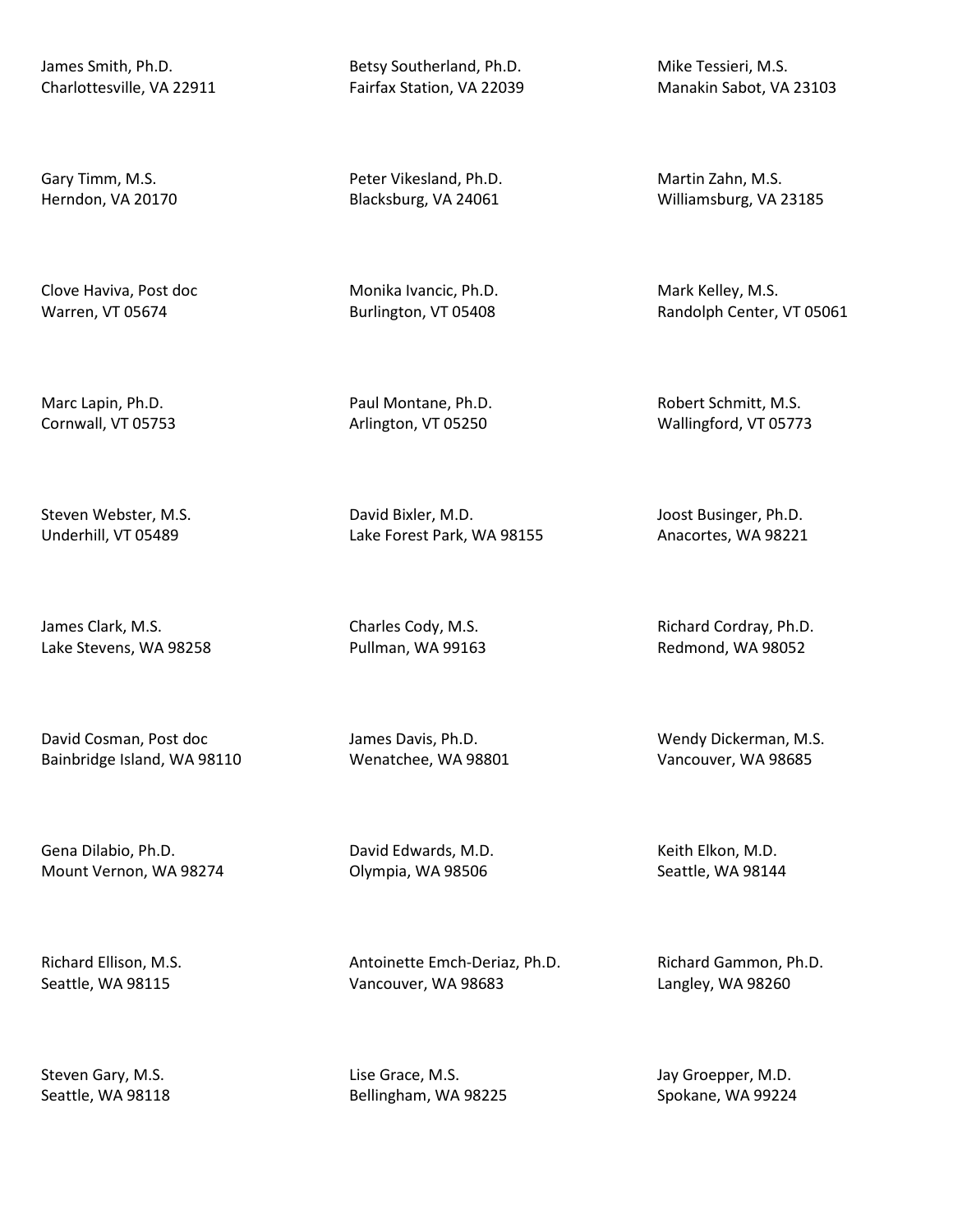James Smith, Ph.D.
Charlottesville, VA 22911

Betsy Southerland, Ph.D.
Fairfax Station, VA 22039

Mike Tessieri, M.S.
Manakin Sabot, VA 23103

Gary Timm, M.S.
Herndon, VA 20170

Peter Vikesland, Ph.D.
Blacksburg, VA 24061

Martin Zahn, M.S.
Williamsburg, VA 23185

Clove Haviva, Post doc
Warren, VT 05674

Monika Ivancic, Ph.D.
Burlington, VT 05408

Mark Kelley, M.S.
Randolph Center, VT 05061

Marc Lapin, Ph.D.
Cornwall, VT 05753

Paul Montane, Ph.D.
Arlington, VT 05250

Robert Schmitt, M.S.
Wallingford, VT 05773

Steven Webster, M.S.
Underhill, VT 05489

David Bixler, M.D.
Lake Forest Park, WA 98155

Joost Businger, Ph.D.
Anacortes, WA 98221

James Clark, M.S.
Lake Stevens, WA 98258

Charles Cody, M.S.
Pullman, WA 99163

Richard Cordray, Ph.D.
Redmond, WA 98052

David Cosman, Post doc
Bainbridge Island, WA 98110

James Davis, Ph.D.
Wenatchee, WA 98801

Wendy Dickerman, M.S.
Vancouver, WA 98685

Gena Dilabio, Ph.D.
Mount Vernon, WA 98274

David Edwards, M.D.
Olympia, WA 98506

Keith Elkon, M.D.
Seattle, WA 98144

Richard Ellison, M.S.
Seattle, WA 98115

Antoinette Emch-Deriaz, Ph.D.
Vancouver, WA 98683

Richard Gammon, Ph.D.
Langley, WA 98260

Steven Gary, M.S.
Seattle, WA 98118

Lise Grace, M.S.
Bellingham, WA 98225

Jay Groepper, M.D.
Spokane, WA 99224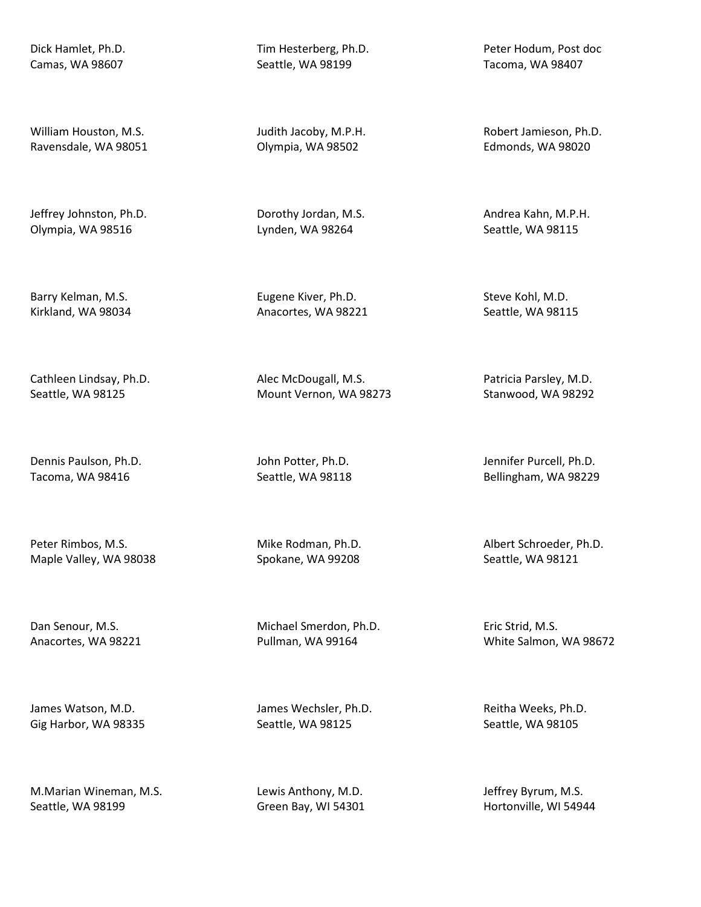Dick Hamlet, Ph.D.
Camas, WA 98607

Tim Hesterberg, Ph.D.
Seattle, WA 98199

Peter Hodum, Post doc
Tacoma, WA 98407

William Houston, M.S.
Ravensdale, WA 98051

Judith Jacoby, M.P.H.
Olympia, WA 98502

Robert Jamieson, Ph.D.
Edmonds, WA 98020

Jeffrey Johnston, Ph.D.
Olympia, WA 98516

Dorothy Jordan, M.S.
Lynden, WA 98264

Andrea Kahn, M.P.H.
Seattle, WA 98115

Barry Kelman, M.S.
Kirkland, WA 98034

Eugene Kiver, Ph.D.
Anacortes, WA 98221

Steve Kohl, M.D.
Seattle, WA 98115

Cathleen Lindsay, Ph.D.
Seattle, WA 98125

Alec McDougall, M.S.
Mount Vernon, WA 98273

Patricia Parsley, M.D.
Stanwood, WA 98292

Dennis Paulson, Ph.D.
Tacoma, WA 98416

John Potter, Ph.D.
Seattle, WA 98118

Jennifer Purcell, Ph.D.
Bellingham, WA 98229

Peter Rimbos, M.S.
Maple Valley, WA 98038

Mike Rodman, Ph.D.
Spokane, WA 99208

Albert Schroeder, Ph.D.
Seattle, WA 98121

Dan Senour, M.S.
Anacortes, WA 98221

Michael Smerdon, Ph.D.
Pullman, WA 99164

Eric Strid, M.S.
White Salmon, WA 98672

James Watson, M.D.
Gig Harbor, WA 98335

James Wechsler, Ph.D.
Seattle, WA 98125

Reitha Weeks, Ph.D.
Seattle, WA 98105

M.Marian Wineman, M.S.
Seattle, WA 98199

Lewis Anthony, M.D.
Green Bay, WI 54301

Jeffrey Byrum, M.S.
Hortonville, WI 54944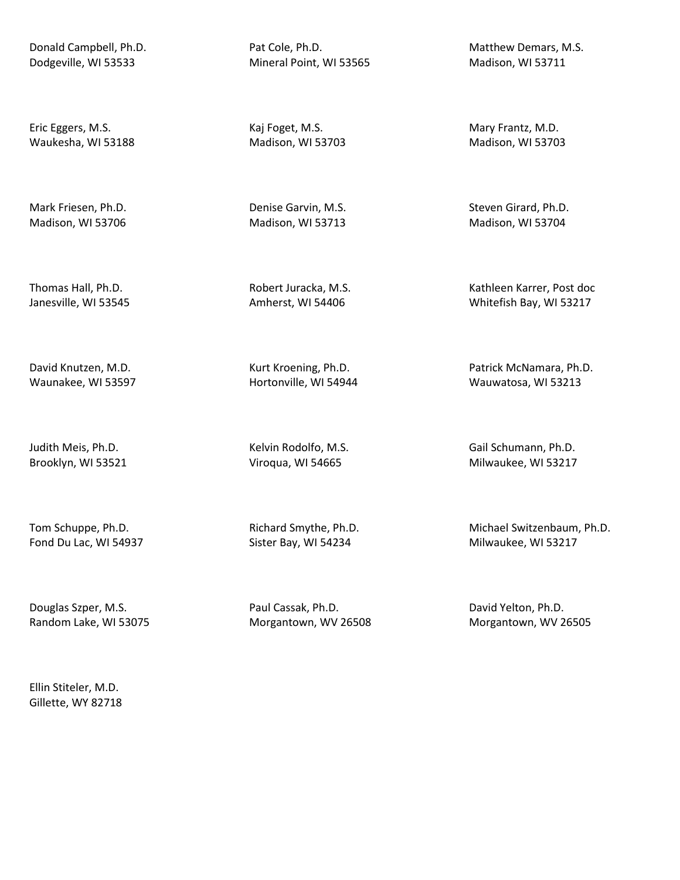Donald Campbell, Ph.D.
Dodgeville, WI 53533

Pat Cole, Ph.D.
Mineral Point, WI 53565

Matthew Demars, M.S.
Madison, WI 53711

Eric Eggers, M.S.
Waukesha, WI 53188

Kaj Foget, M.S.
Madison, WI 53703

Mary Frantz, M.D.
Madison, WI 53703

Mark Friesen, Ph.D.
Madison, WI 53706

Denise Garvin, M.S.
Madison, WI 53713

Steven Girard, Ph.D.
Madison, WI 53704

Thomas Hall, Ph.D.
Janesville, WI 53545

Robert Juracka, M.S.
Amherst, WI 54406

Kathleen Karrer, Post doc
Whitefish Bay, WI 53217

David Knutzen, M.D.
Waunakee, WI 53597

Kurt Kroening, Ph.D.
Hortonville, WI 54944

Patrick McNamara, Ph.D.
Wauwatosa, WI 53213

Judith Meis, Ph.D.
Brooklyn, WI 53521

Kelvin Rodolfo, M.S.
Viroqua, WI 54665

Gail Schumann, Ph.D.
Milwaukee, WI 53217

Tom Schuppe, Ph.D.
Fond Du Lac, WI 54937

Richard Smythe, Ph.D.
Sister Bay, WI 54234

Michael Switzenbaum, Ph.D.
Milwaukee, WI 53217

Douglas Szper, M.S.
Random Lake, WI 53075

Paul Cassak, Ph.D.
Morgantown, WV 26508

David Yelton, Ph.D.
Morgantown, WV 26505

Ellin Stiteler, M.D.
Gillette, WY 82718